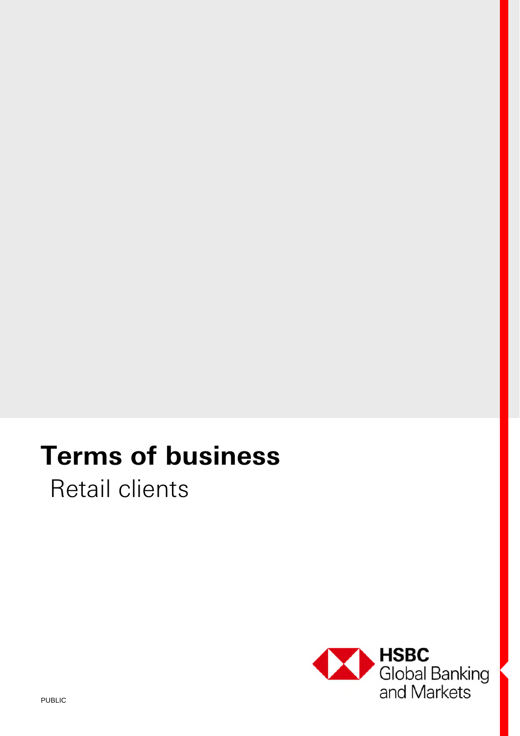# Terms of business

## Retail clients

HSBC Global Banking and Markets

PUBLIC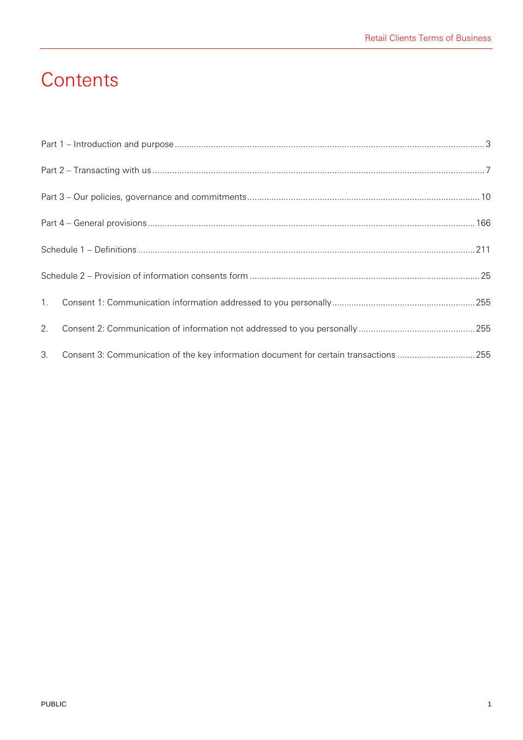# Contents

Part 1 – Introduction and purpose ........ 3

Part 2 – Transacting with us ........ 7

Part 3 – Our policies, governance and commitments ........ 10

Part 4 – General provisions ........ 166

Schedule 1 – Definitions ........ 211

Schedule 2 – Provision of information consents form ........ 25

1. Consent 1: Communication information addressed to you personally ........ 255

2. Consent 2: Communication of information not addressed to you personally ........ 255

3. Consent 3: Communication of the key information document for certain transactions ........ 255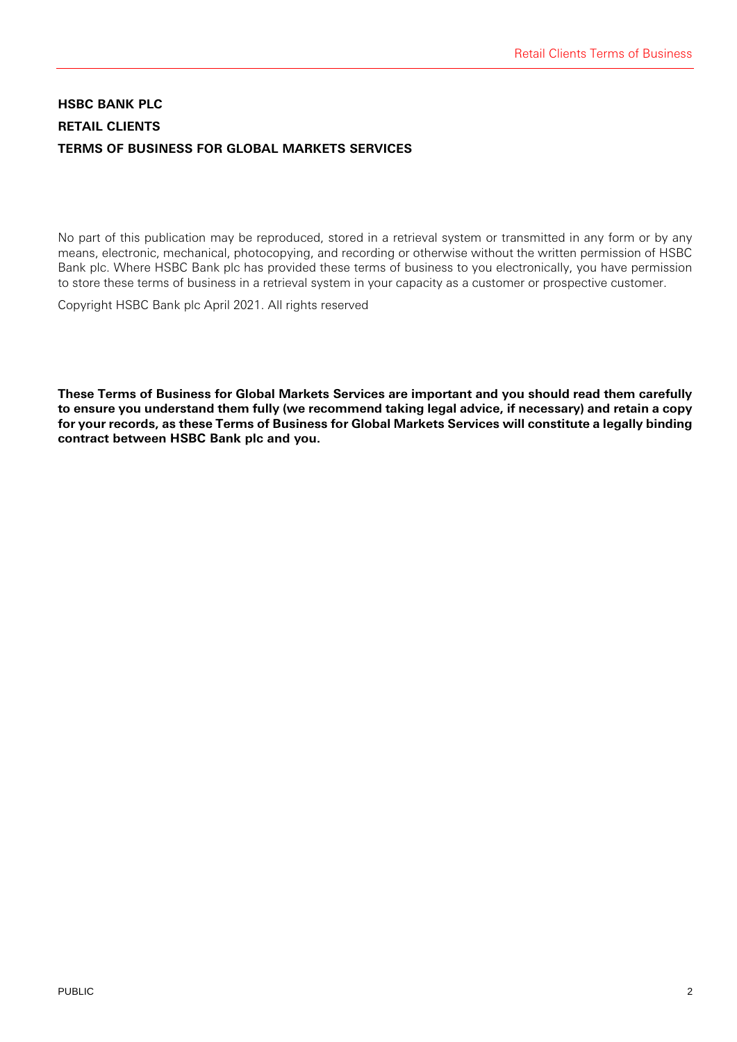**HSBC BANK PLC**

**RETAIL CLIENTS**

**TERMS OF BUSINESS FOR GLOBAL MARKETS SERVICES**

No part of this publication may be reproduced, stored in a retrieval system or transmitted in any form or by any means, electronic, mechanical, photocopying, and recording or otherwise without the written permission of HSBC Bank plc. Where HSBC Bank plc has provided these terms of business to you electronically, you have permission to store these terms of business in a retrieval system in your capacity as a customer or prospective customer.

Copyright HSBC Bank plc April 2021. All rights reserved

**These Terms of Business for Global Markets Services are important and you should read them carefully to ensure you understand them fully (we recommend taking legal advice, if necessary) and retain a copy for your records, as these Terms of Business for Global Markets Services will constitute a legally binding contract between HSBC Bank plc and you.**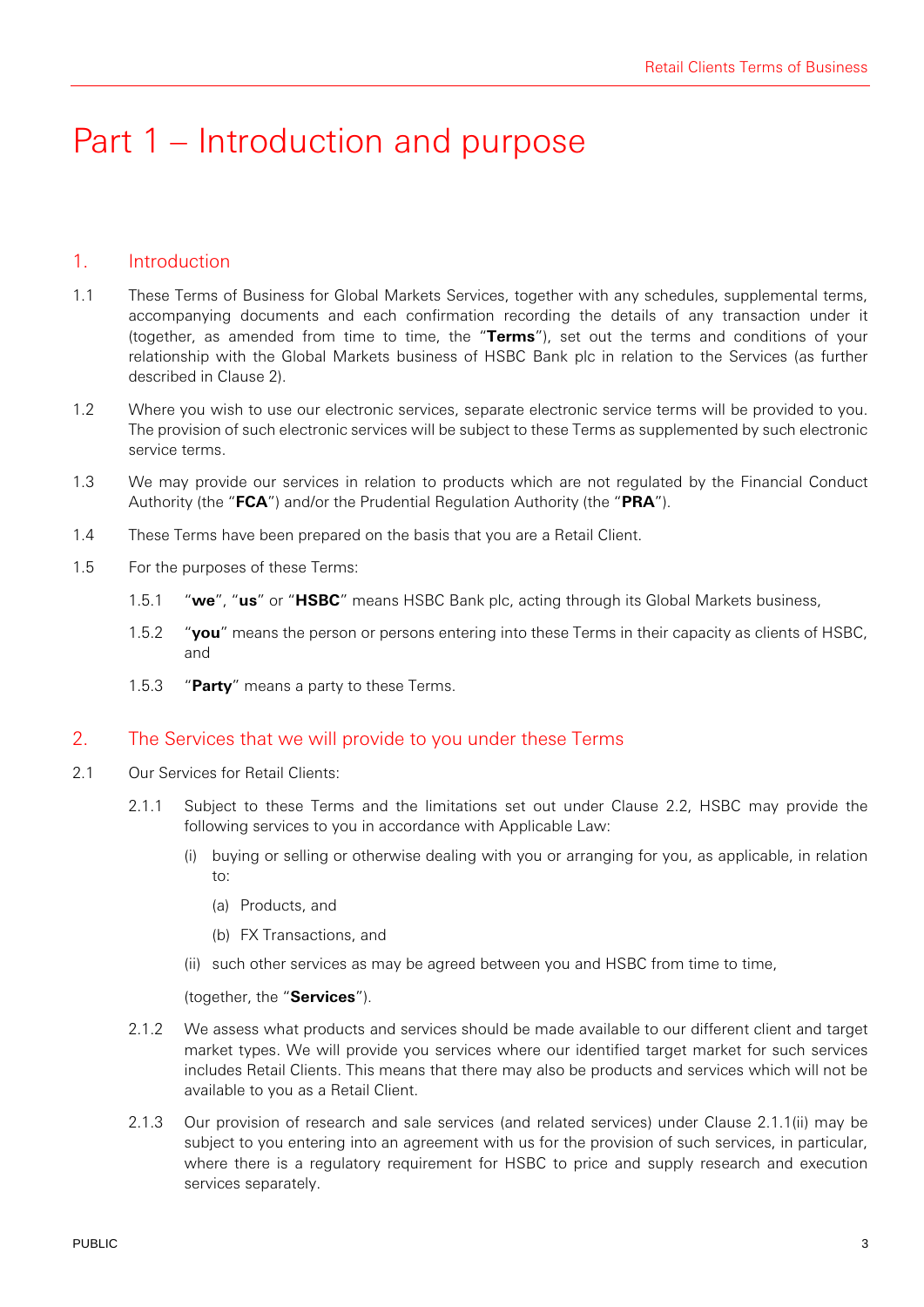# Part 1 – Introduction and purpose

## 1. Introduction

1.1 These Terms of Business for Global Markets Services, together with any schedules, supplemental terms, accompanying documents and each confirmation recording the details of any transaction under it (together, as amended from time to time, the "**Terms**"), set out the terms and conditions of your relationship with the Global Markets business of HSBC Bank plc in relation to the Services (as further described in Clause 2).

1.2 Where you wish to use our electronic services, separate electronic service terms will be provided to you. The provision of such electronic services will be subject to these Terms as supplemented by such electronic service terms.

1.3 We may provide our services in relation to products which are not regulated by the Financial Conduct Authority (the "**FCA**") and/or the Prudential Regulation Authority (the "**PRA**").

1.4 These Terms have been prepared on the basis that you are a Retail Client.

1.5 For the purposes of these Terms:

1.5.1 "**we**", "**us**" or "**HSBC**" means HSBC Bank plc, acting through its Global Markets business,

1.5.2 "**you**" means the person or persons entering into these Terms in their capacity as clients of HSBC, and

1.5.3 "**Party**" means a party to these Terms.

## 2. The Services that we will provide to you under these Terms

2.1 Our Services for Retail Clients:

2.1.1 Subject to these Terms and the limitations set out under Clause 2.2, HSBC may provide the following services to you in accordance with Applicable Law:

(i) buying or selling or otherwise dealing with you or arranging for you, as applicable, in relation to:

(a) Products, and

(b) FX Transactions, and

(ii) such other services as may be agreed between you and HSBC from time to time,

(together, the "**Services**").

2.1.2 We assess what products and services should be made available to our different client and target market types. We will provide you services where our identified target market for such services includes Retail Clients. This means that there may also be products and services which will not be available to you as a Retail Client.

2.1.3 Our provision of research and sale services (and related services) under Clause 2.1.1(ii) may be subject to you entering into an agreement with us for the provision of such services, in particular, where there is a regulatory requirement for HSBC to price and supply research and execution services separately.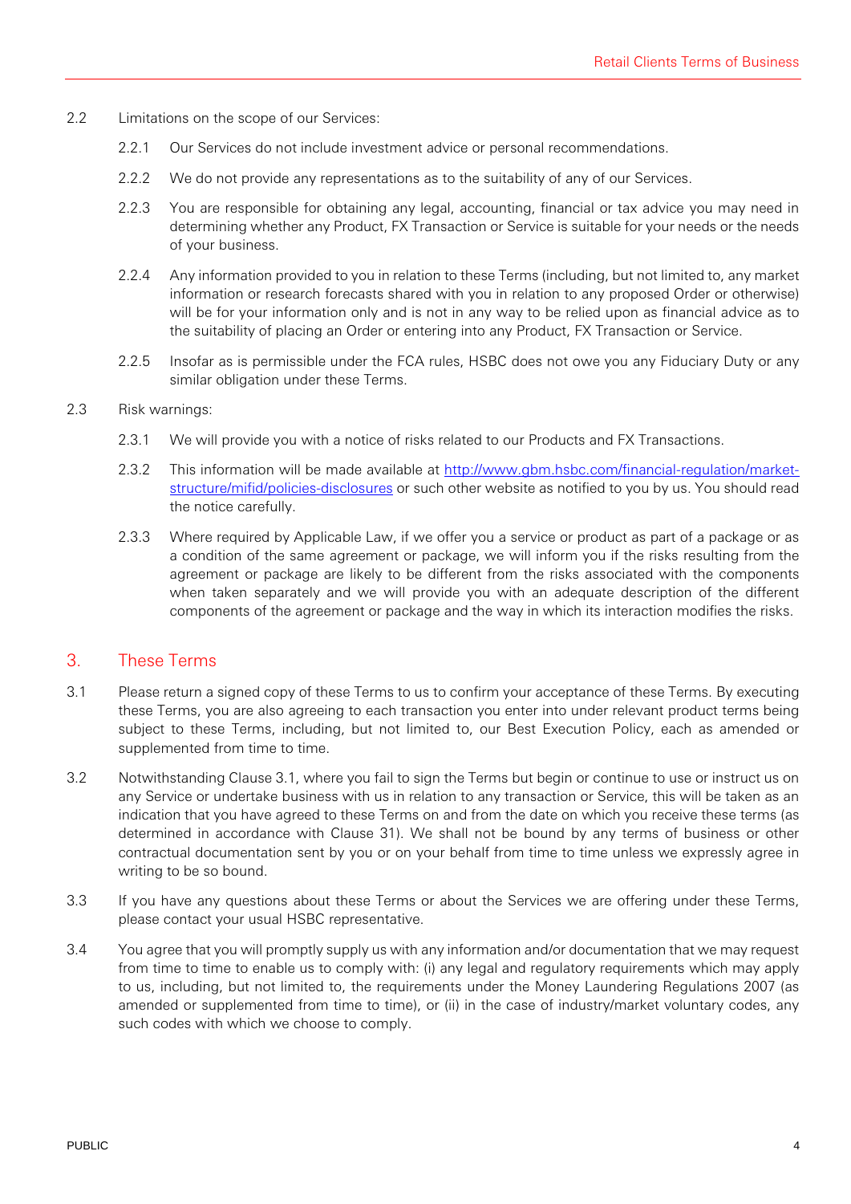2.2 Limitations on the scope of our Services:

2.2.1 Our Services do not include investment advice or personal recommendations.

2.2.2 We do not provide any representations as to the suitability of any of our Services.

2.2.3 You are responsible for obtaining any legal, accounting, financial or tax advice you may need in determining whether any Product, FX Transaction or Service is suitable for your needs or the needs of your business.

2.2.4 Any information provided to you in relation to these Terms (including, but not limited to, any market information or research forecasts shared with you in relation to any proposed Order or otherwise) will be for your information only and is not in any way to be relied upon as financial advice as to the suitability of placing an Order or entering into any Product, FX Transaction or Service.

2.2.5 Insofar as is permissible under the FCA rules, HSBC does not owe you any Fiduciary Duty or any similar obligation under these Terms.

2.3 Risk warnings:

2.3.1 We will provide you with a notice of risks related to our Products and FX Transactions.

2.3.2 This information will be made available at [http://www.gbm.hsbc.com/financial-regulation/market-structure/mifid/policies-disclosures](http://www.gbm.hsbc.com/financial-regulation/market-structure/mifid/policies-disclosures) or such other website as notified to you by us. You should read the notice carefully.

2.3.3 Where required by Applicable Law, if we offer you a service or product as part of a package or as a condition of the same agreement or package, we will inform you if the risks resulting from the agreement or package are likely to be different from the risks associated with the components when taken separately and we will provide you with an adequate description of the different components of the agreement or package and the way in which its interaction modifies the risks.

## 3. These Terms

3.1 Please return a signed copy of these Terms to us to confirm your acceptance of these Terms. By executing these Terms, you are also agreeing to each transaction you enter into under relevant product terms being subject to these Terms, including, but not limited to, our Best Execution Policy, each as amended or supplemented from time to time.

3.2 Notwithstanding Clause 3.1, where you fail to sign the Terms but begin or continue to use or instruct us on any Service or undertake business with us in relation to any transaction or Service, this will be taken as an indication that you have agreed to these Terms on and from the date on which you receive these terms (as determined in accordance with Clause 31). We shall not be bound by any terms of business or other contractual documentation sent by you or on your behalf from time to time unless we expressly agree in writing to be so bound.

3.3 If you have any questions about these Terms or about the Services we are offering under these Terms, please contact your usual HSBC representative.

3.4 You agree that you will promptly supply us with any information and/or documentation that we may request from time to time to enable us to comply with: (i) any legal and regulatory requirements which may apply to us, including, but not limited to, the requirements under the Money Laundering Regulations 2007 (as amended or supplemented from time to time), or (ii) in the case of industry/market voluntary codes, any such codes with which we choose to comply.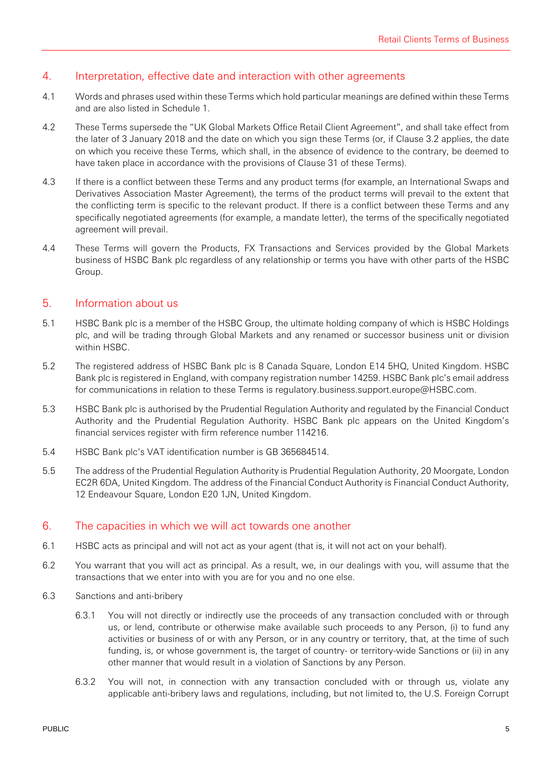## 4. Interpretation, effective date and interaction with other agreements

4.1 Words and phrases used within these Terms which hold particular meanings are defined within these Terms and are also listed in Schedule 1.

4.2 These Terms supersede the "UK Global Markets Office Retail Client Agreement", and shall take effect from the later of 3 January 2018 and the date on which you sign these Terms (or, if Clause 3.2 applies, the date on which you receive these Terms, which shall, in the absence of evidence to the contrary, be deemed to have taken place in accordance with the provisions of Clause 31 of these Terms).

4.3 If there is a conflict between these Terms and any product terms (for example, an International Swaps and Derivatives Association Master Agreement), the terms of the product terms will prevail to the extent that the conflicting term is specific to the relevant product. If there is a conflict between these Terms and any specifically negotiated agreements (for example, a mandate letter), the terms of the specifically negotiated agreement will prevail.

4.4 These Terms will govern the Products, FX Transactions and Services provided by the Global Markets business of HSBC Bank plc regardless of any relationship or terms you have with other parts of the HSBC Group.

## 5. Information about us

5.1 HSBC Bank plc is a member of the HSBC Group, the ultimate holding company of which is HSBC Holdings plc, and will be trading through Global Markets and any renamed or successor business unit or division within HSBC.

5.2 The registered address of HSBC Bank plc is 8 Canada Square, London E14 5HQ, United Kingdom. HSBC Bank plc is registered in England, with company registration number 14259. HSBC Bank plc's email address for communications in relation to these Terms is regulatory.business.support.europe@HSBC.com.

5.3 HSBC Bank plc is authorised by the Prudential Regulation Authority and regulated by the Financial Conduct Authority and the Prudential Regulation Authority. HSBC Bank plc appears on the United Kingdom's financial services register with firm reference number 114216.

5.4 HSBC Bank plc's VAT identification number is GB 365684514.

5.5 The address of the Prudential Regulation Authority is Prudential Regulation Authority, 20 Moorgate, London EC2R 6DA, United Kingdom. The address of the Financial Conduct Authority is Financial Conduct Authority, 12 Endeavour Square, London E20 1JN, United Kingdom.

## 6. The capacities in which we will act towards one another

6.1 HSBC acts as principal and will not act as your agent (that is, it will not act on your behalf).

6.2 You warrant that you will act as principal. As a result, we, in our dealings with you, will assume that the transactions that we enter into with you are for you and no one else.

6.3 Sanctions and anti-bribery

6.3.1 You will not directly or indirectly use the proceeds of any transaction concluded with or through us, or lend, contribute or otherwise make available such proceeds to any Person, (i) to fund any activities or business of or with any Person, or in any country or territory, that, at the time of such funding, is, or whose government is, the target of country- or territory-wide Sanctions or (ii) in any other manner that would result in a violation of Sanctions by any Person.

6.3.2 You will not, in connection with any transaction concluded with or through us, violate any applicable anti-bribery laws and regulations, including, but not limited to, the U.S. Foreign Corrupt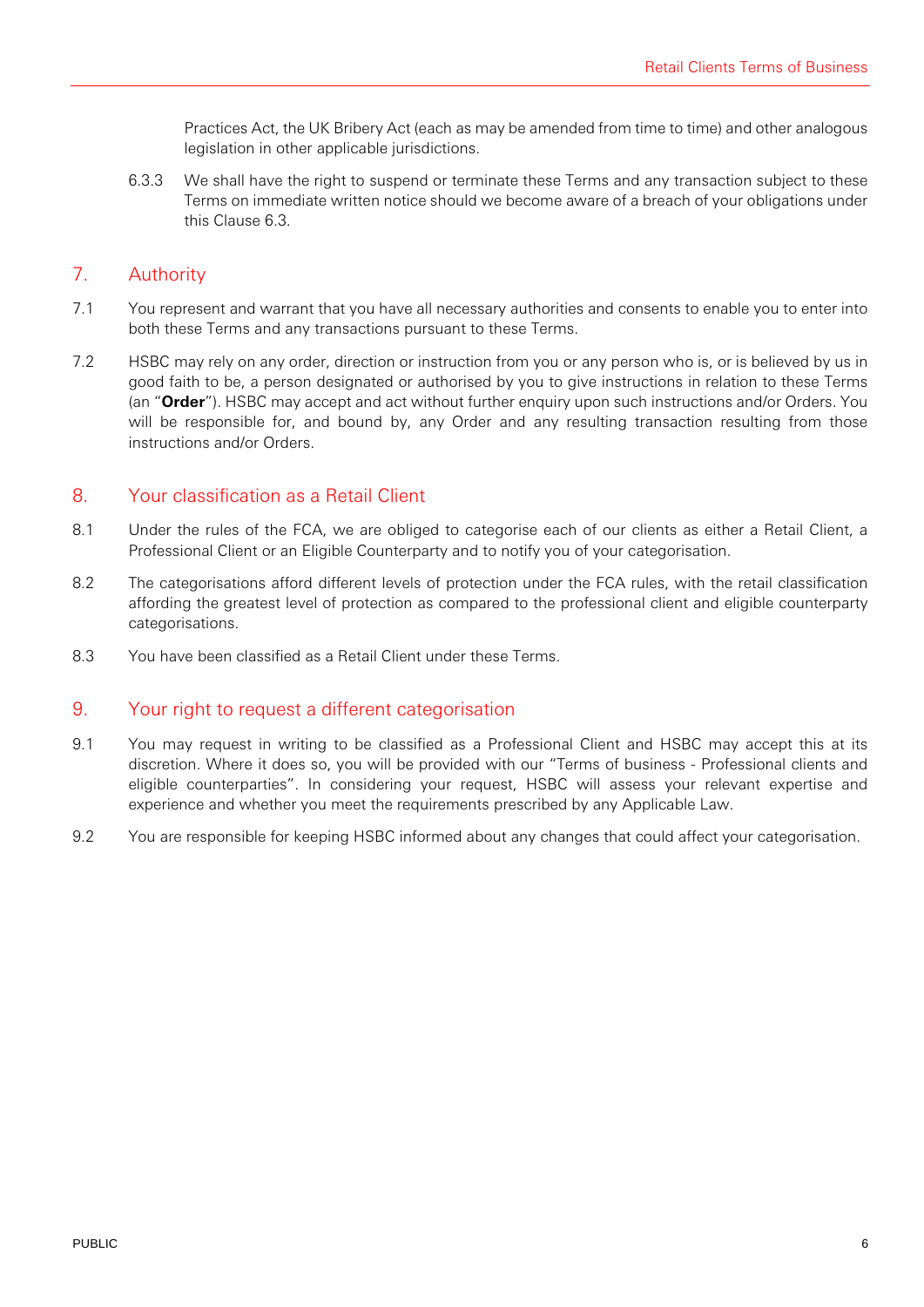Practices Act, the UK Bribery Act (each as may be amended from time to time) and other analogous legislation in other applicable jurisdictions.

6.3.3 We shall have the right to suspend or terminate these Terms and any transaction subject to these Terms on immediate written notice should we become aware of a breach of your obligations under this Clause 6.3.

## 7. Authority

7.1 You represent and warrant that you have all necessary authorities and consents to enable you to enter into both these Terms and any transactions pursuant to these Terms.

7.2 HSBC may rely on any order, direction or instruction from you or any person who is, or is believed by us in good faith to be, a person designated or authorised by you to give instructions in relation to these Terms (an "**Order**"). HSBC may accept and act without further enquiry upon such instructions and/or Orders. You will be responsible for, and bound by, any Order and any resulting transaction resulting from those instructions and/or Orders.

## 8. Your classification as a Retail Client

8.1 Under the rules of the FCA, we are obliged to categorise each of our clients as either a Retail Client, a Professional Client or an Eligible Counterparty and to notify you of your categorisation.

8.2 The categorisations afford different levels of protection under the FCA rules, with the retail classification affording the greatest level of protection as compared to the professional client and eligible counterparty categorisations.

8.3 You have been classified as a Retail Client under these Terms.

## 9. Your right to request a different categorisation

9.1 You may request in writing to be classified as a Professional Client and HSBC may accept this at its discretion. Where it does so, you will be provided with our "Terms of business - Professional clients and eligible counterparties". In considering your request, HSBC will assess your relevant expertise and experience and whether you meet the requirements prescribed by any Applicable Law.

9.2 You are responsible for keeping HSBC informed about any changes that could affect your categorisation.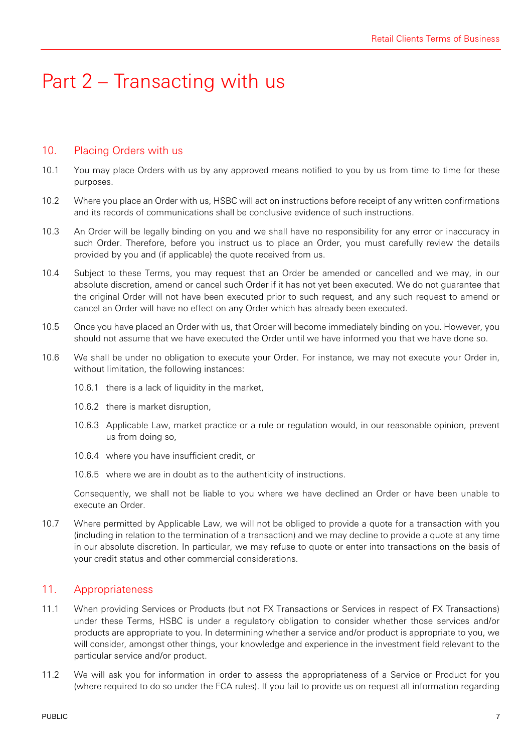# Part 2 – Transacting with us

## 10. Placing Orders with us

10.1 You may place Orders with us by any approved means notified to you by us from time to time for these purposes.

10.2 Where you place an Order with us, HSBC will act on instructions before receipt of any written confirmations and its records of communications shall be conclusive evidence of such instructions.

10.3 An Order will be legally binding on you and we shall have no responsibility for any error or inaccuracy in such Order. Therefore, before you instruct us to place an Order, you must carefully review the details provided by you and (if applicable) the quote received from us.

10.4 Subject to these Terms, you may request that an Order be amended or cancelled and we may, in our absolute discretion, amend or cancel such Order if it has not yet been executed. We do not guarantee that the original Order will not have been executed prior to such request, and any such request to amend or cancel an Order will have no effect on any Order which has already been executed.

10.5 Once you have placed an Order with us, that Order will become immediately binding on you. However, you should not assume that we have executed the Order until we have informed you that we have done so.

10.6 We shall be under no obligation to execute your Order. For instance, we may not execute your Order in, without limitation, the following instances:

10.6.1 there is a lack of liquidity in the market,

10.6.2 there is market disruption,

10.6.3 Applicable Law, market practice or a rule or regulation would, in our reasonable opinion, prevent us from doing so,

10.6.4 where you have insufficient credit, or

10.6.5 where we are in doubt as to the authenticity of instructions.

Consequently, we shall not be liable to you where we have declined an Order or have been unable to execute an Order.

10.7 Where permitted by Applicable Law, we will not be obliged to provide a quote for a transaction with you (including in relation to the termination of a transaction) and we may decline to provide a quote at any time in our absolute discretion. In particular, we may refuse to quote or enter into transactions on the basis of your credit status and other commercial considerations.

## 11. Appropriateness

11.1 When providing Services or Products (but not FX Transactions or Services in respect of FX Transactions) under these Terms, HSBC is under a regulatory obligation to consider whether those services and/or products are appropriate to you. In determining whether a service and/or product is appropriate to you, we will consider, amongst other things, your knowledge and experience in the investment field relevant to the particular service and/or product.

11.2 We will ask you for information in order to assess the appropriateness of a Service or Product for you (where required to do so under the FCA rules). If you fail to provide us on request all information regarding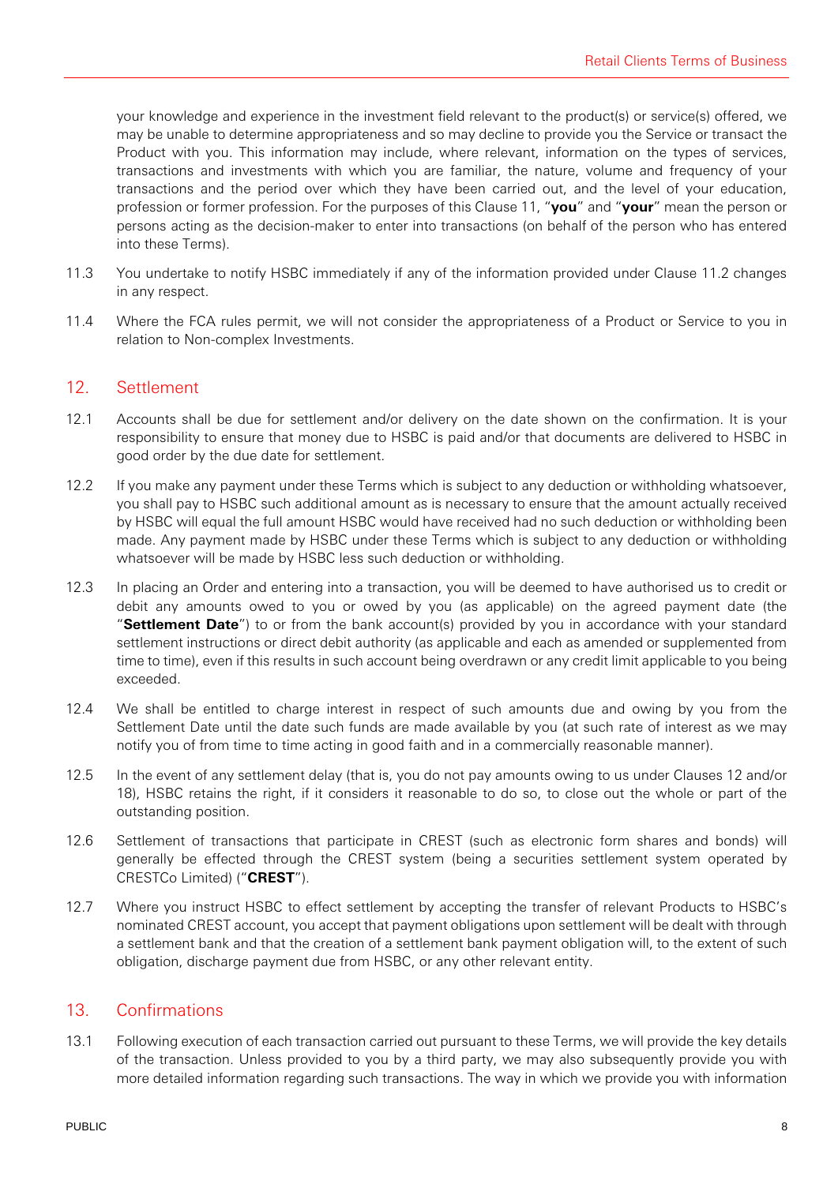your knowledge and experience in the investment field relevant to the product(s) or service(s) offered, we may be unable to determine appropriateness and so may decline to provide you the Service or transact the Product with you. This information may include, where relevant, information on the types of services, transactions and investments with which you are familiar, the nature, volume and frequency of your transactions and the period over which they have been carried out, and the level of your education, profession or former profession. For the purposes of this Clause 11, "**you**" and "**your**" mean the person or persons acting as the decision-maker to enter into transactions (on behalf of the person who has entered into these Terms).

11.3 You undertake to notify HSBC immediately if any of the information provided under Clause 11.2 changes in any respect.

11.4 Where the FCA rules permit, we will not consider the appropriateness of a Product or Service to you in relation to Non-complex Investments.

## 12. Settlement

12.1 Accounts shall be due for settlement and/or delivery on the date shown on the confirmation. It is your responsibility to ensure that money due to HSBC is paid and/or that documents are delivered to HSBC in good order by the due date for settlement.

12.2 If you make any payment under these Terms which is subject to any deduction or withholding whatsoever, you shall pay to HSBC such additional amount as is necessary to ensure that the amount actually received by HSBC will equal the full amount HSBC would have received had no such deduction or withholding been made. Any payment made by HSBC under these Terms which is subject to any deduction or withholding whatsoever will be made by HSBC less such deduction or withholding.

12.3 In placing an Order and entering into a transaction, you will be deemed to have authorised us to credit or debit any amounts owed to you or owed by you (as applicable) on the agreed payment date (the "**Settlement Date**") to or from the bank account(s) provided by you in accordance with your standard settlement instructions or direct debit authority (as applicable and each as amended or supplemented from time to time), even if this results in such account being overdrawn or any credit limit applicable to you being exceeded.

12.4 We shall be entitled to charge interest in respect of such amounts due and owing by you from the Settlement Date until the date such funds are made available by you (at such rate of interest as we may notify you of from time to time acting in good faith and in a commercially reasonable manner).

12.5 In the event of any settlement delay (that is, you do not pay amounts owing to us under Clauses 12 and/or 18), HSBC retains the right, if it considers it reasonable to do so, to close out the whole or part of the outstanding position.

12.6 Settlement of transactions that participate in CREST (such as electronic form shares and bonds) will generally be effected through the CREST system (being a securities settlement system operated by CRESTCo Limited) ("**CREST**").

12.7 Where you instruct HSBC to effect settlement by accepting the transfer of relevant Products to HSBC's nominated CREST account, you accept that payment obligations upon settlement will be dealt with through a settlement bank and that the creation of a settlement bank payment obligation will, to the extent of such obligation, discharge payment due from HSBC, or any other relevant entity.

## 13. Confirmations

13.1 Following execution of each transaction carried out pursuant to these Terms, we will provide the key details of the transaction. Unless provided to you by a third party, we may also subsequently provide you with more detailed information regarding such transactions. The way in which we provide you with information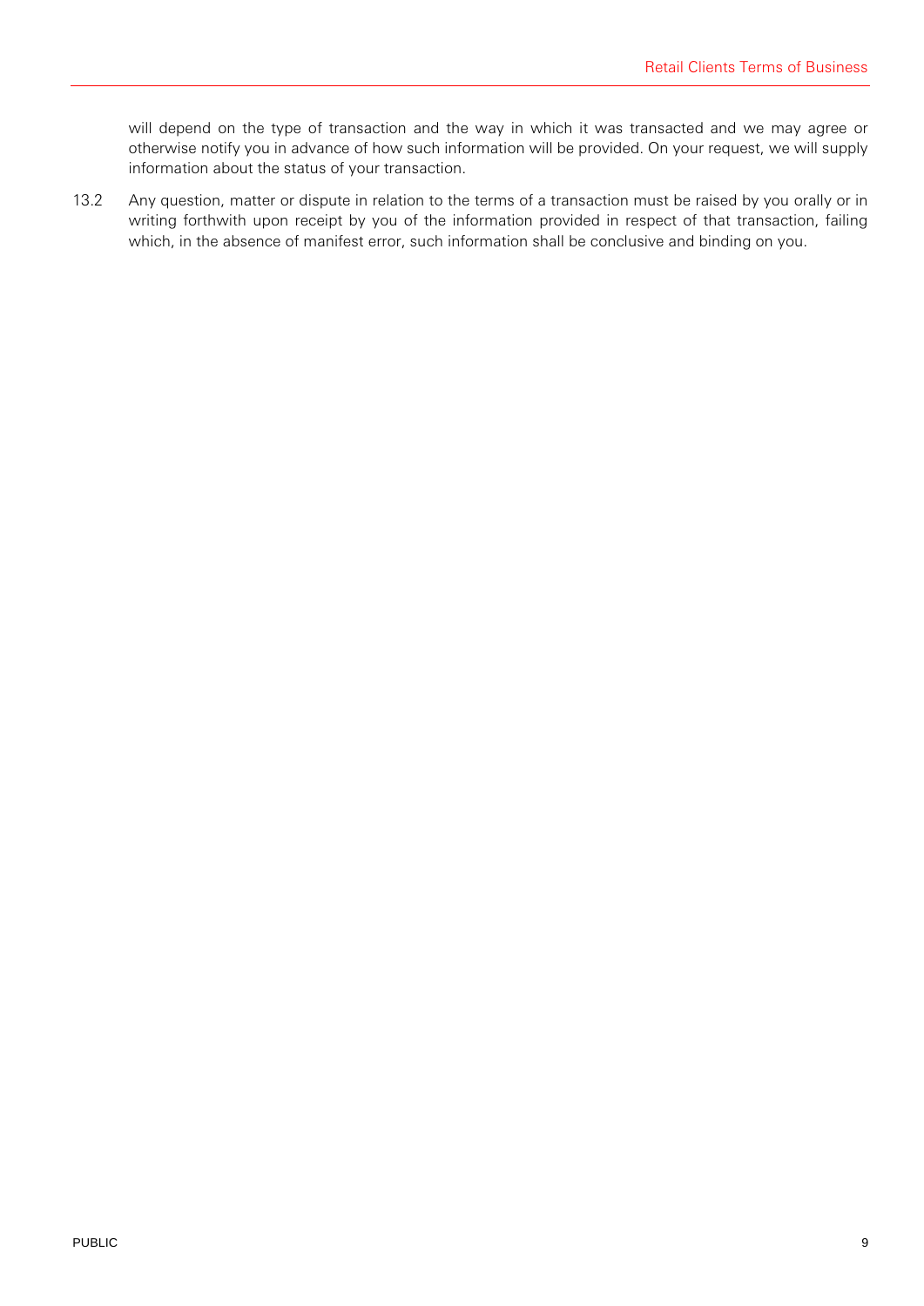will depend on the type of transaction and the way in which it was transacted and we may agree or otherwise notify you in advance of how such information will be provided. On your request, we will supply information about the status of your transaction.

13.2 Any question, matter or dispute in relation to the terms of a transaction must be raised by you orally or in writing forthwith upon receipt by you of the information provided in respect of that transaction, failing which, in the absence of manifest error, such information shall be conclusive and binding on you.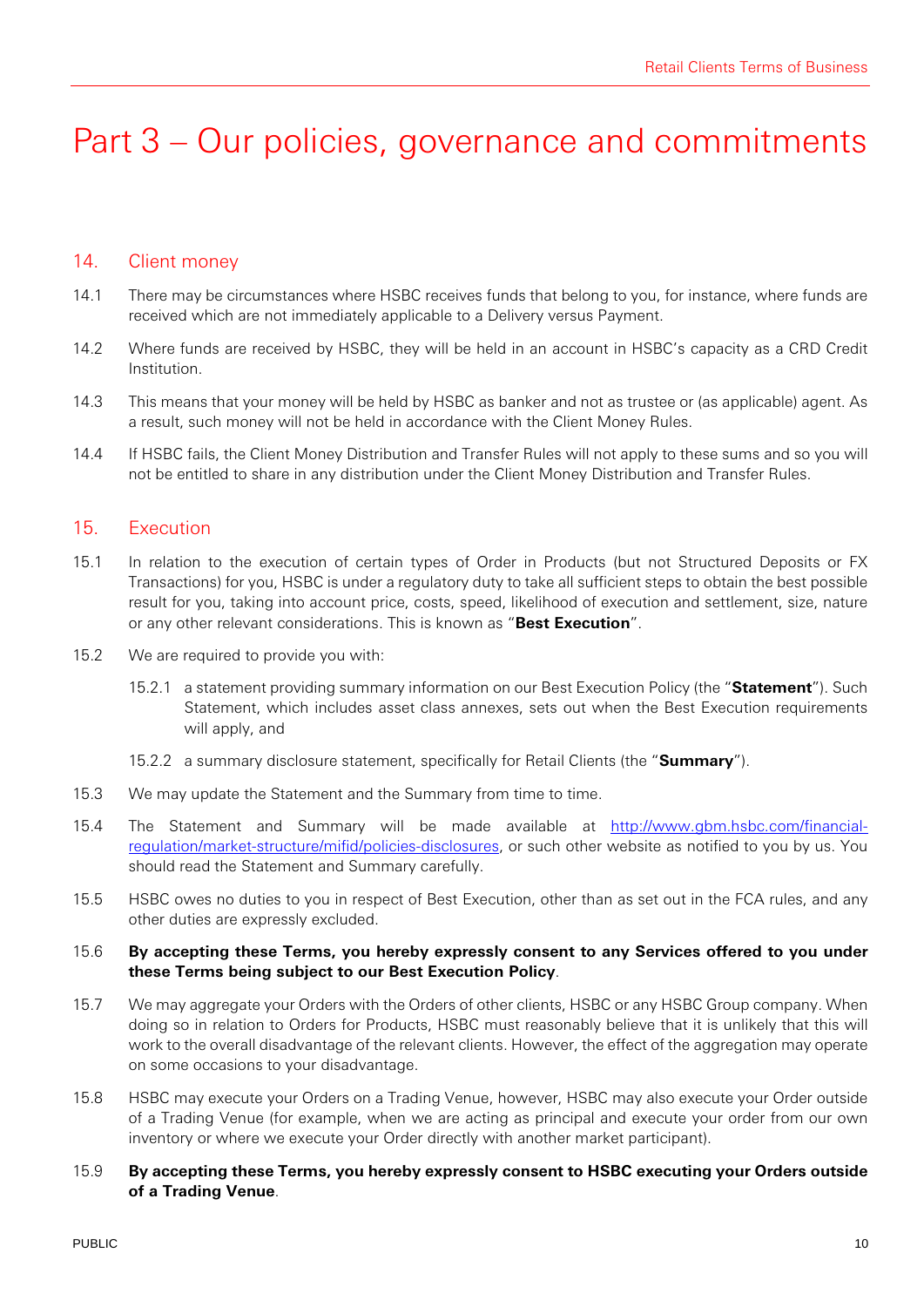# Part 3 – Our policies, governance and commitments

## 14. Client money

14.1 There may be circumstances where HSBC receives funds that belong to you, for instance, where funds are received which are not immediately applicable to a Delivery versus Payment.

14.2 Where funds are received by HSBC, they will be held in an account in HSBC's capacity as a CRD Credit Institution.

14.3 This means that your money will be held by HSBC as banker and not as trustee or (as applicable) agent. As a result, such money will not be held in accordance with the Client Money Rules.

14.4 If HSBC fails, the Client Money Distribution and Transfer Rules will not apply to these sums and so you will not be entitled to share in any distribution under the Client Money Distribution and Transfer Rules.

## 15. Execution

15.1 In relation to the execution of certain types of Order in Products (but not Structured Deposits or FX Transactions) for you, HSBC is under a regulatory duty to take all sufficient steps to obtain the best possible result for you, taking into account price, costs, speed, likelihood of execution and settlement, size, nature or any other relevant considerations. This is known as "**Best Execution**".

15.2 We are required to provide you with:

15.2.1 a statement providing summary information on our Best Execution Policy (the "**Statement**"). Such Statement, which includes asset class annexes, sets out when the Best Execution requirements will apply, and

15.2.2 a summary disclosure statement, specifically for Retail Clients (the "**Summary**").

15.3 We may update the Statement and the Summary from time to time.

15.4 The Statement and Summary will be made available at [http://www.gbm.hsbc.com/financial-regulation/market-structure/mifid/policies-disclosures](http://www.gbm.hsbc.com/financial-regulation/market-structure/mifid/policies-disclosures), or such other website as notified to you by us. You should read the Statement and Summary carefully.

15.5 HSBC owes no duties to you in respect of Best Execution, other than as set out in the FCA rules, and any other duties are expressly excluded.

15.6 **By accepting these Terms, you hereby expressly consent to any Services offered to you under these Terms being subject to our Best Execution Policy**.

15.7 We may aggregate your Orders with the Orders of other clients, HSBC or any HSBC Group company. When doing so in relation to Orders for Products, HSBC must reasonably believe that it is unlikely that this will work to the overall disadvantage of the relevant clients. However, the effect of the aggregation may operate on some occasions to your disadvantage.

15.8 HSBC may execute your Orders on a Trading Venue, however, HSBC may also execute your Order outside of a Trading Venue (for example, when we are acting as principal and execute your order from our own inventory or where we execute your Order directly with another market participant).

15.9 **By accepting these Terms, you hereby expressly consent to HSBC executing your Orders outside of a Trading Venue**.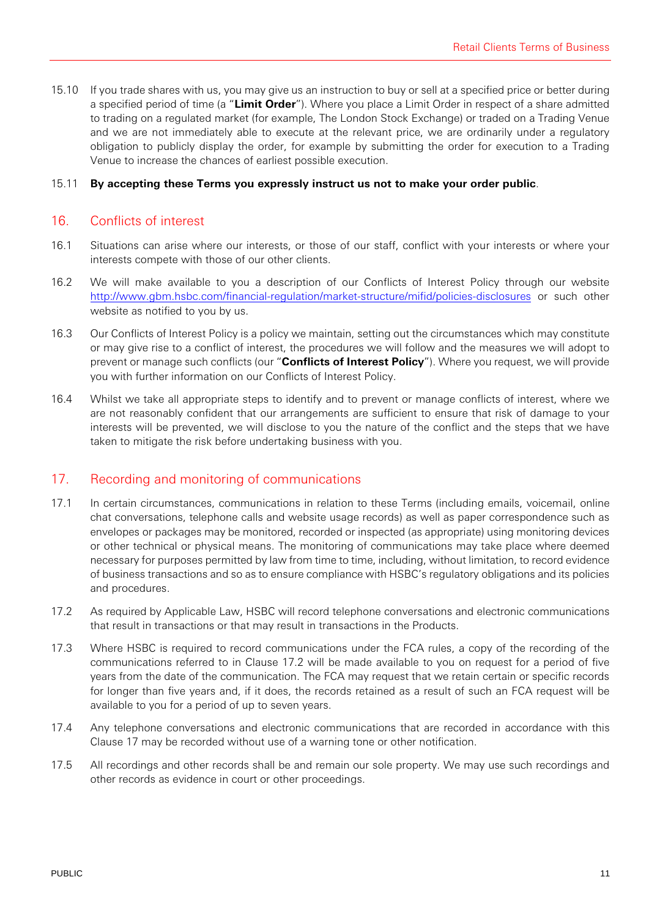15.10 If you trade shares with us, you may give us an instruction to buy or sell at a specified price or better during a specified period of time (a "**Limit Order**"). Where you place a Limit Order in respect of a share admitted to trading on a regulated market (for example, The London Stock Exchange) or traded on a Trading Venue and we are not immediately able to execute at the relevant price, we are ordinarily under a regulatory obligation to publicly display the order, for example by submitting the order for execution to a Trading Venue to increase the chances of earliest possible execution.

15.11 **By accepting these Terms you expressly instruct us not to make your order public**.

## 16. Conflicts of interest

16.1 Situations can arise where our interests, or those of our staff, conflict with your interests or where your interests compete with those of our other clients.

16.2 We will make available to you a description of our Conflicts of Interest Policy through our website http://www.gbm.hsbc.com/financial-regulation/market-structure/mifid/policies-disclosures or such other website as notified to you by us.

16.3 Our Conflicts of Interest Policy is a policy we maintain, setting out the circumstances which may constitute or may give rise to a conflict of interest, the procedures we will follow and the measures we will adopt to prevent or manage such conflicts (our "**Conflicts of Interest Policy**"). Where you request, we will provide you with further information on our Conflicts of Interest Policy.

16.4 Whilst we take all appropriate steps to identify and to prevent or manage conflicts of interest, where we are not reasonably confident that our arrangements are sufficient to ensure that risk of damage to your interests will be prevented, we will disclose to you the nature of the conflict and the steps that we have taken to mitigate the risk before undertaking business with you.

## 17. Recording and monitoring of communications

17.1 In certain circumstances, communications in relation to these Terms (including emails, voicemail, online chat conversations, telephone calls and website usage records) as well as paper correspondence such as envelopes or packages may be monitored, recorded or inspected (as appropriate) using monitoring devices or other technical or physical means. The monitoring of communications may take place where deemed necessary for purposes permitted by law from time to time, including, without limitation, to record evidence of business transactions and so as to ensure compliance with HSBC's regulatory obligations and its policies and procedures.

17.2 As required by Applicable Law, HSBC will record telephone conversations and electronic communications that result in transactions or that may result in transactions in the Products.

17.3 Where HSBC is required to record communications under the FCA rules, a copy of the recording of the communications referred to in Clause 17.2 will be made available to you on request for a period of five years from the date of the communication. The FCA may request that we retain certain or specific records for longer than five years and, if it does, the records retained as a result of such an FCA request will be available to you for a period of up to seven years.

17.4 Any telephone conversations and electronic communications that are recorded in accordance with this Clause 17 may be recorded without use of a warning tone or other notification.

17.5 All recordings and other records shall be and remain our sole property. We may use such recordings and other records as evidence in court or other proceedings.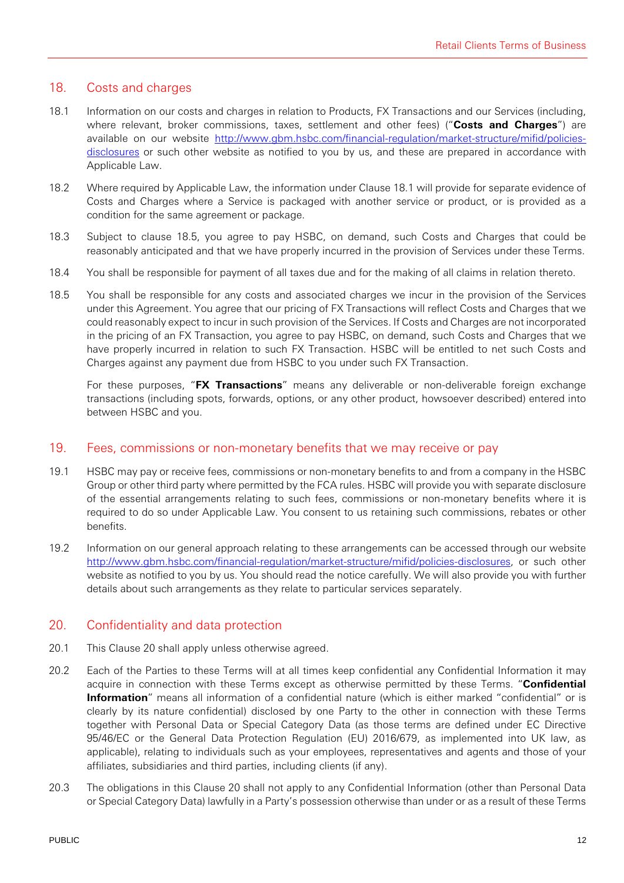## 18. Costs and charges

18.1 Information on our costs and charges in relation to Products, FX Transactions and our Services (including, where relevant, broker commissions, taxes, settlement and other fees) ("**Costs and Charges**") are available on our website [http://www.gbm.hsbc.com/financial-regulation/market-structure/mifid/policies-disclosures](http://www.gbm.hsbc.com/financial-regulation/market-structure/mifid/policies-disclosures) or such other website as notified to you by us, and these are prepared in accordance with Applicable Law.

18.2 Where required by Applicable Law, the information under Clause 18.1 will provide for separate evidence of Costs and Charges where a Service is packaged with another service or product, or is provided as a condition for the same agreement or package.

18.3 Subject to clause 18.5, you agree to pay HSBC, on demand, such Costs and Charges that could be reasonably anticipated and that we have properly incurred in the provision of Services under these Terms.

18.4 You shall be responsible for payment of all taxes due and for the making of all claims in relation thereto.

18.5 You shall be responsible for any costs and associated charges we incur in the provision of the Services under this Agreement. You agree that our pricing of FX Transactions will reflect Costs and Charges that we could reasonably expect to incur in such provision of the Services. If Costs and Charges are not incorporated in the pricing of an FX Transaction, you agree to pay HSBC, on demand, such Costs and Charges that we have properly incurred in relation to such FX Transaction. HSBC will be entitled to net such Costs and Charges against any payment due from HSBC to you under such FX Transaction.

For these purposes, "**FX Transactions**" means any deliverable or non-deliverable foreign exchange transactions (including spots, forwards, options, or any other product, howsoever described) entered into between HSBC and you.

## 19. Fees, commissions or non-monetary benefits that we may receive or pay

19.1 HSBC may pay or receive fees, commissions or non-monetary benefits to and from a company in the HSBC Group or other third party where permitted by the FCA rules. HSBC will provide you with separate disclosure of the essential arrangements relating to such fees, commissions or non-monetary benefits where it is required to do so under Applicable Law. You consent to us retaining such commissions, rebates or other benefits.

19.2 Information on our general approach relating to these arrangements can be accessed through our website [http://www.gbm.hsbc.com/financial-regulation/market-structure/mifid/policies-disclosures](http://www.gbm.hsbc.com/financial-regulation/market-structure/mifid/policies-disclosures), or such other website as notified to you by us. You should read the notice carefully. We will also provide you with further details about such arrangements as they relate to particular services separately.

## 20. Confidentiality and data protection

20.1 This Clause 20 shall apply unless otherwise agreed.

20.2 Each of the Parties to these Terms will at all times keep confidential any Confidential Information it may acquire in connection with these Terms except as otherwise permitted by these Terms. "**Confidential Information**" means all information of a confidential nature (which is either marked "confidential" or is clearly by its nature confidential) disclosed by one Party to the other in connection with these Terms together with Personal Data or Special Category Data (as those terms are defined under EC Directive 95/46/EC or the General Data Protection Regulation (EU) 2016/679, as implemented into UK law, as applicable), relating to individuals such as your employees, representatives and agents and those of your affiliates, subsidiaries and third parties, including clients (if any).

20.3 The obligations in this Clause 20 shall not apply to any Confidential Information (other than Personal Data or Special Category Data) lawfully in a Party's possession otherwise than under or as a result of these Terms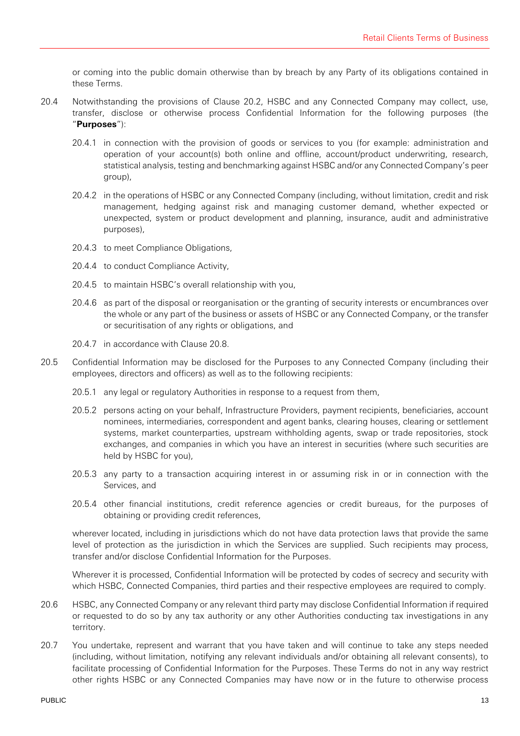or coming into the public domain otherwise than by breach by any Party of its obligations contained in these Terms.

20.4 Notwithstanding the provisions of Clause 20.2, HSBC and any Connected Company may collect, use, transfer, disclose or otherwise process Confidential Information for the following purposes (the "**Purposes**"):

20.4.1 in connection with the provision of goods or services to you (for example: administration and operation of your account(s) both online and offline, account/product underwriting, research, statistical analysis, testing and benchmarking against HSBC and/or any Connected Company's peer group),

20.4.2 in the operations of HSBC or any Connected Company (including, without limitation, credit and risk management, hedging against risk and managing customer demand, whether expected or unexpected, system or product development and planning, insurance, audit and administrative purposes),

20.4.3 to meet Compliance Obligations,

20.4.4 to conduct Compliance Activity,

20.4.5 to maintain HSBC's overall relationship with you,

20.4.6 as part of the disposal or reorganisation or the granting of security interests or encumbrances over the whole or any part of the business or assets of HSBC or any Connected Company, or the transfer or securitisation of any rights or obligations, and

20.4.7 in accordance with Clause 20.8.

20.5 Confidential Information may be disclosed for the Purposes to any Connected Company (including their employees, directors and officers) as well as to the following recipients:

20.5.1 any legal or regulatory Authorities in response to a request from them,

20.5.2 persons acting on your behalf, Infrastructure Providers, payment recipients, beneficiaries, account nominees, intermediaries, correspondent and agent banks, clearing houses, clearing or settlement systems, market counterparties, upstream withholding agents, swap or trade repositories, stock exchanges, and companies in which you have an interest in securities (where such securities are held by HSBC for you),

20.5.3 any party to a transaction acquiring interest in or assuming risk in or in connection with the Services, and

20.5.4 other financial institutions, credit reference agencies or credit bureaus, for the purposes of obtaining or providing credit references,

wherever located, including in jurisdictions which do not have data protection laws that provide the same level of protection as the jurisdiction in which the Services are supplied. Such recipients may process, transfer and/or disclose Confidential Information for the Purposes.

Wherever it is processed, Confidential Information will be protected by codes of secrecy and security with which HSBC, Connected Companies, third parties and their respective employees are required to comply.

20.6 HSBC, any Connected Company or any relevant third party may disclose Confidential Information if required or requested to do so by any tax authority or any other Authorities conducting tax investigations in any territory.

20.7 You undertake, represent and warrant that you have taken and will continue to take any steps needed (including, without limitation, notifying any relevant individuals and/or obtaining all relevant consents), to facilitate processing of Confidential Information for the Purposes. These Terms do not in any way restrict other rights HSBC or any Connected Companies may have now or in the future to otherwise process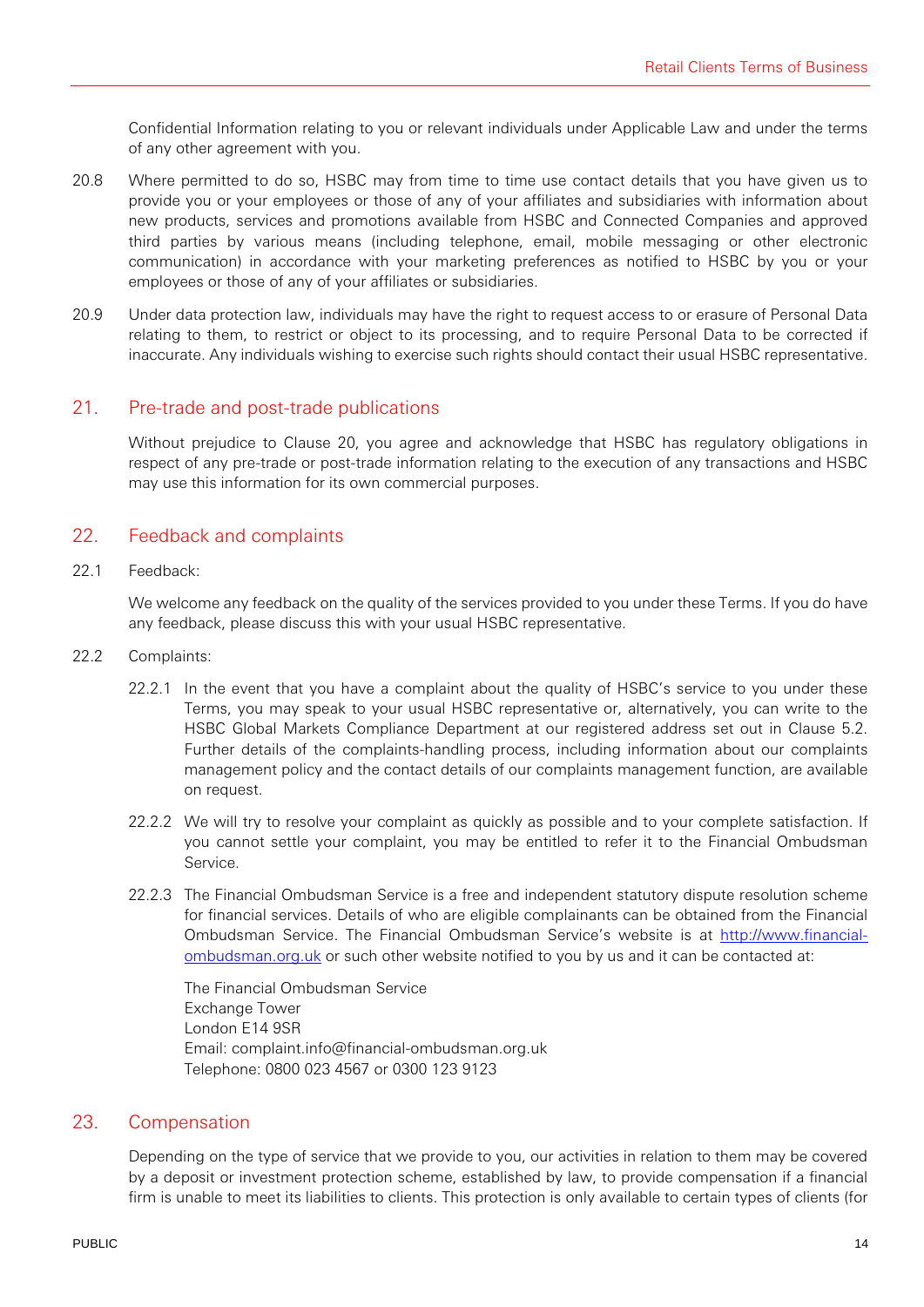Confidential Information relating to you or relevant individuals under Applicable Law and under the terms of any other agreement with you.

20.8 Where permitted to do so, HSBC may from time to time use contact details that you have given us to provide you or your employees or those of any of your affiliates and subsidiaries with information about new products, services and promotions available from HSBC and Connected Companies and approved third parties by various means (including telephone, email, mobile messaging or other electronic communication) in accordance with your marketing preferences as notified to HSBC by you or your employees or those of any of your affiliates or subsidiaries.

20.9 Under data protection law, individuals may have the right to request access to or erasure of Personal Data relating to them, to restrict or object to its processing, and to require Personal Data to be corrected if inaccurate. Any individuals wishing to exercise such rights should contact their usual HSBC representative.

## 21. Pre-trade and post-trade publications

Without prejudice to Clause 20, you agree and acknowledge that HSBC has regulatory obligations in respect of any pre-trade or post-trade information relating to the execution of any transactions and HSBC may use this information for its own commercial purposes.

## 22. Feedback and complaints

22.1 Feedback:

We welcome any feedback on the quality of the services provided to you under these Terms. If you do have any feedback, please discuss this with your usual HSBC representative.

22.2 Complaints:

22.2.1 In the event that you have a complaint about the quality of HSBC's service to you under these Terms, you may speak to your usual HSBC representative or, alternatively, you can write to the HSBC Global Markets Compliance Department at our registered address set out in Clause 5.2. Further details of the complaints-handling process, including information about our complaints management policy and the contact details of our complaints management function, are available on request.

22.2.2 We will try to resolve your complaint as quickly as possible and to your complete satisfaction. If you cannot settle your complaint, you may be entitled to refer it to the Financial Ombudsman Service.

22.2.3 The Financial Ombudsman Service is a free and independent statutory dispute resolution scheme for financial services. Details of who are eligible complainants can be obtained from the Financial Ombudsman Service. The Financial Ombudsman Service's website is at [http://www.financial-ombudsman.org.uk](http://www.financial-ombudsman.org.uk) or such other website notified to you by us and it can be contacted at:

The Financial Ombudsman Service
Exchange Tower
London E14 9SR
Email: complaint.info@financial-ombudsman.org.uk
Telephone: 0800 023 4567 or 0300 123 9123

## 23. Compensation

Depending on the type of service that we provide to you, our activities in relation to them may be covered by a deposit or investment protection scheme, established by law, to provide compensation if a financial firm is unable to meet its liabilities to clients. This protection is only available to certain types of clients (for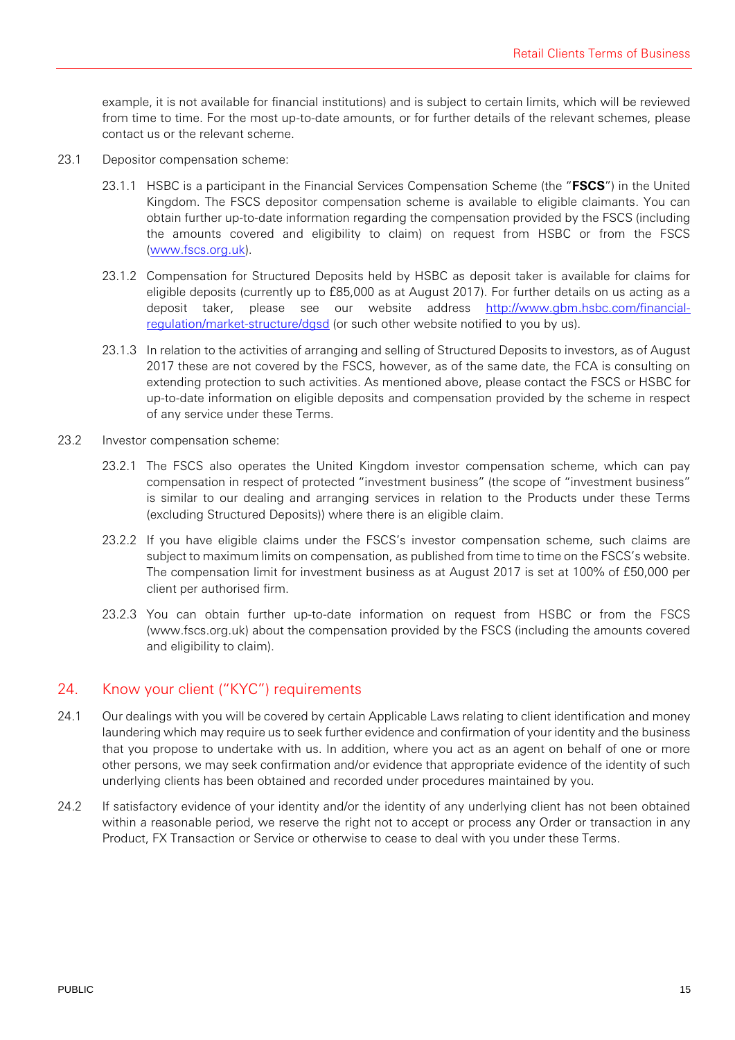example, it is not available for financial institutions) and is subject to certain limits, which will be reviewed from time to time. For the most up-to-date amounts, or for further details of the relevant schemes, please contact us or the relevant scheme.

23.1 Depositor compensation scheme:

23.1.1 HSBC is a participant in the Financial Services Compensation Scheme (the "**FSCS**") in the United Kingdom. The FSCS depositor compensation scheme is available to eligible claimants. You can obtain further up-to-date information regarding the compensation provided by the FSCS (including the amounts covered and eligibility to claim) on request from HSBC or from the FSCS ([www.fscs.org.uk](http://www.fscs.org.uk)).

23.1.2 Compensation for Structured Deposits held by HSBC as deposit taker is available for claims for eligible deposits (currently up to £85,000 as at August 2017). For further details on us acting as a deposit taker, please see our website address [http://www.gbm.hsbc.com/financial-regulation/market-structure/dgsd](http://www.gbm.hsbc.com/financial-regulation/market-structure/dgsd) (or such other website notified to you by us).

23.1.3 In relation to the activities of arranging and selling of Structured Deposits to investors, as of August 2017 these are not covered by the FSCS, however, as of the same date, the FCA is consulting on extending protection to such activities. As mentioned above, please contact the FSCS or HSBC for up-to-date information on eligible deposits and compensation provided by the scheme in respect of any service under these Terms.

23.2 Investor compensation scheme:

23.2.1 The FSCS also operates the United Kingdom investor compensation scheme, which can pay compensation in respect of protected "investment business" (the scope of "investment business" is similar to our dealing and arranging services in relation to the Products under these Terms (excluding Structured Deposits)) where there is an eligible claim.

23.2.2 If you have eligible claims under the FSCS's investor compensation scheme, such claims are subject to maximum limits on compensation, as published from time to time on the FSCS's website. The compensation limit for investment business as at August 2017 is set at 100% of £50,000 per client per authorised firm.

23.2.3 You can obtain further up-to-date information on request from HSBC or from the FSCS (www.fscs.org.uk) about the compensation provided by the FSCS (including the amounts covered and eligibility to claim).

## 24. Know your client ("KYC") requirements

24.1 Our dealings with you will be covered by certain Applicable Laws relating to client identification and money laundering which may require us to seek further evidence and confirmation of your identity and the business that you propose to undertake with us. In addition, where you act as an agent on behalf of one or more other persons, we may seek confirmation and/or evidence that appropriate evidence of the identity of such underlying clients has been obtained and recorded under procedures maintained by you.

24.2 If satisfactory evidence of your identity and/or the identity of any underlying client has not been obtained within a reasonable period, we reserve the right not to accept or process any Order or transaction in any Product, FX Transaction or Service or otherwise to cease to deal with you under these Terms.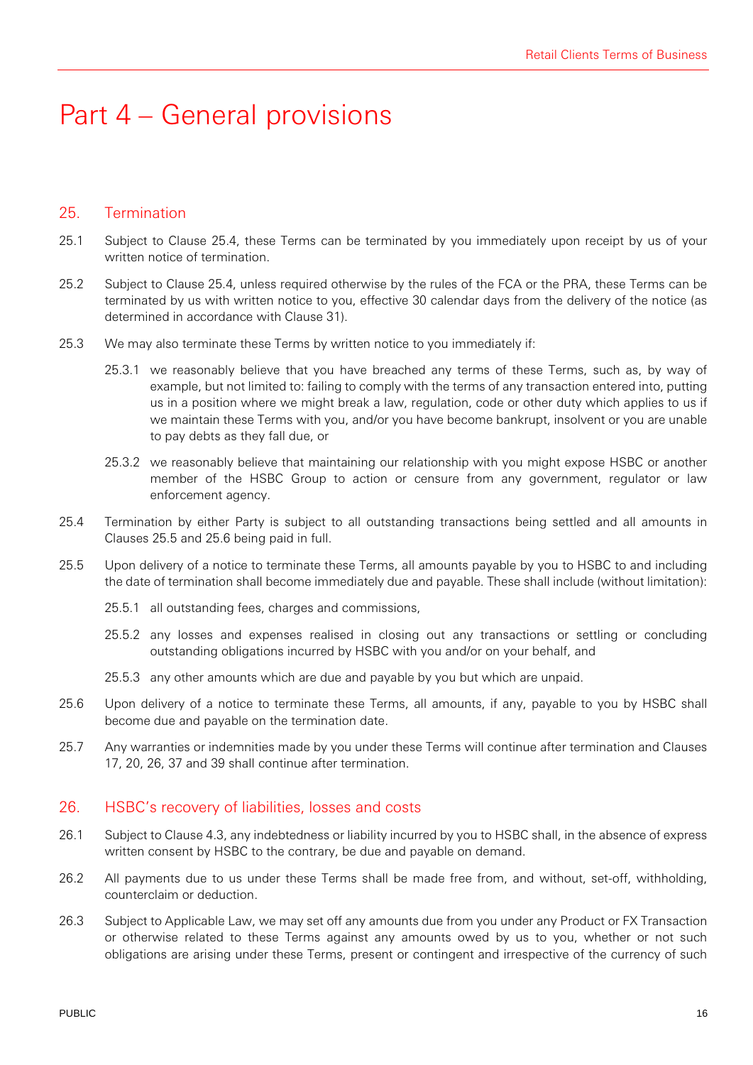# Part 4 – General provisions

## 25. Termination

25.1 Subject to Clause 25.4, these Terms can be terminated by you immediately upon receipt by us of your written notice of termination.

25.2 Subject to Clause 25.4, unless required otherwise by the rules of the FCA or the PRA, these Terms can be terminated by us with written notice to you, effective 30 calendar days from the delivery of the notice (as determined in accordance with Clause 31).

25.3 We may also terminate these Terms by written notice to you immediately if:

25.3.1 we reasonably believe that you have breached any terms of these Terms, such as, by way of example, but not limited to: failing to comply with the terms of any transaction entered into, putting us in a position where we might break a law, regulation, code or other duty which applies to us if we maintain these Terms with you, and/or you have become bankrupt, insolvent or you are unable to pay debts as they fall due, or

25.3.2 we reasonably believe that maintaining our relationship with you might expose HSBC or another member of the HSBC Group to action or censure from any government, regulator or law enforcement agency.

25.4 Termination by either Party is subject to all outstanding transactions being settled and all amounts in Clauses 25.5 and 25.6 being paid in full.

25.5 Upon delivery of a notice to terminate these Terms, all amounts payable by you to HSBC to and including the date of termination shall become immediately due and payable. These shall include (without limitation):

25.5.1 all outstanding fees, charges and commissions,

25.5.2 any losses and expenses realised in closing out any transactions or settling or concluding outstanding obligations incurred by HSBC with you and/or on your behalf, and

25.5.3 any other amounts which are due and payable by you but which are unpaid.

25.6 Upon delivery of a notice to terminate these Terms, all amounts, if any, payable to you by HSBC shall become due and payable on the termination date.

25.7 Any warranties or indemnities made by you under these Terms will continue after termination and Clauses 17, 20, 26, 37 and 39 shall continue after termination.

## 26. HSBC's recovery of liabilities, losses and costs

26.1 Subject to Clause 4.3, any indebtedness or liability incurred by you to HSBC shall, in the absence of express written consent by HSBC to the contrary, be due and payable on demand.

26.2 All payments due to us under these Terms shall be made free from, and without, set-off, withholding, counterclaim or deduction.

26.3 Subject to Applicable Law, we may set off any amounts due from you under any Product or FX Transaction or otherwise related to these Terms against any amounts owed by us to you, whether or not such obligations are arising under these Terms, present or contingent and irrespective of the currency of such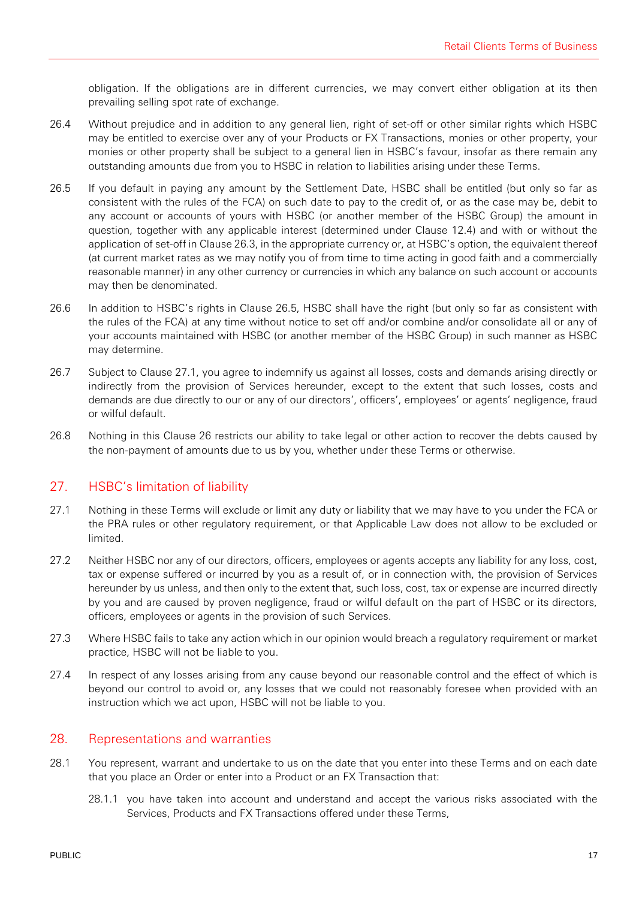obligation. If the obligations are in different currencies, we may convert either obligation at its then prevailing selling spot rate of exchange.

26.4 Without prejudice and in addition to any general lien, right of set-off or other similar rights which HSBC may be entitled to exercise over any of your Products or FX Transactions, monies or other property, your monies or other property shall be subject to a general lien in HSBC's favour, insofar as there remain any outstanding amounts due from you to HSBC in relation to liabilities arising under these Terms.

26.5 If you default in paying any amount by the Settlement Date, HSBC shall be entitled (but only so far as consistent with the rules of the FCA) on such date to pay to the credit of, or as the case may be, debit to any account or accounts of yours with HSBC (or another member of the HSBC Group) the amount in question, together with any applicable interest (determined under Clause 12.4) and with or without the application of set-off in Clause 26.3, in the appropriate currency or, at HSBC's option, the equivalent thereof (at current market rates as we may notify you of from time to time acting in good faith and a commercially reasonable manner) in any other currency or currencies in which any balance on such account or accounts may then be denominated.

26.6 In addition to HSBC's rights in Clause 26.5, HSBC shall have the right (but only so far as consistent with the rules of the FCA) at any time without notice to set off and/or combine and/or consolidate all or any of your accounts maintained with HSBC (or another member of the HSBC Group) in such manner as HSBC may determine.

26.7 Subject to Clause 27.1, you agree to indemnify us against all losses, costs and demands arising directly or indirectly from the provision of Services hereunder, except to the extent that such losses, costs and demands are due directly to our or any of our directors', officers', employees' or agents' negligence, fraud or wilful default.

26.8 Nothing in this Clause 26 restricts our ability to take legal or other action to recover the debts caused by the non-payment of amounts due to us by you, whether under these Terms or otherwise.

## 27. HSBC's limitation of liability

27.1 Nothing in these Terms will exclude or limit any duty or liability that we may have to you under the FCA or the PRA rules or other regulatory requirement, or that Applicable Law does not allow to be excluded or limited.

27.2 Neither HSBC nor any of our directors, officers, employees or agents accepts any liability for any loss, cost, tax or expense suffered or incurred by you as a result of, or in connection with, the provision of Services hereunder by us unless, and then only to the extent that, such loss, cost, tax or expense are incurred directly by you and are caused by proven negligence, fraud or wilful default on the part of HSBC or its directors, officers, employees or agents in the provision of such Services.

27.3 Where HSBC fails to take any action which in our opinion would breach a regulatory requirement or market practice, HSBC will not be liable to you.

27.4 In respect of any losses arising from any cause beyond our reasonable control and the effect of which is beyond our control to avoid or, any losses that we could not reasonably foresee when provided with an instruction which we act upon, HSBC will not be liable to you.

## 28. Representations and warranties

28.1 You represent, warrant and undertake to us on the date that you enter into these Terms and on each date that you place an Order or enter into a Product or an FX Transaction that:

28.1.1 you have taken into account and understand and accept the various risks associated with the Services, Products and FX Transactions offered under these Terms,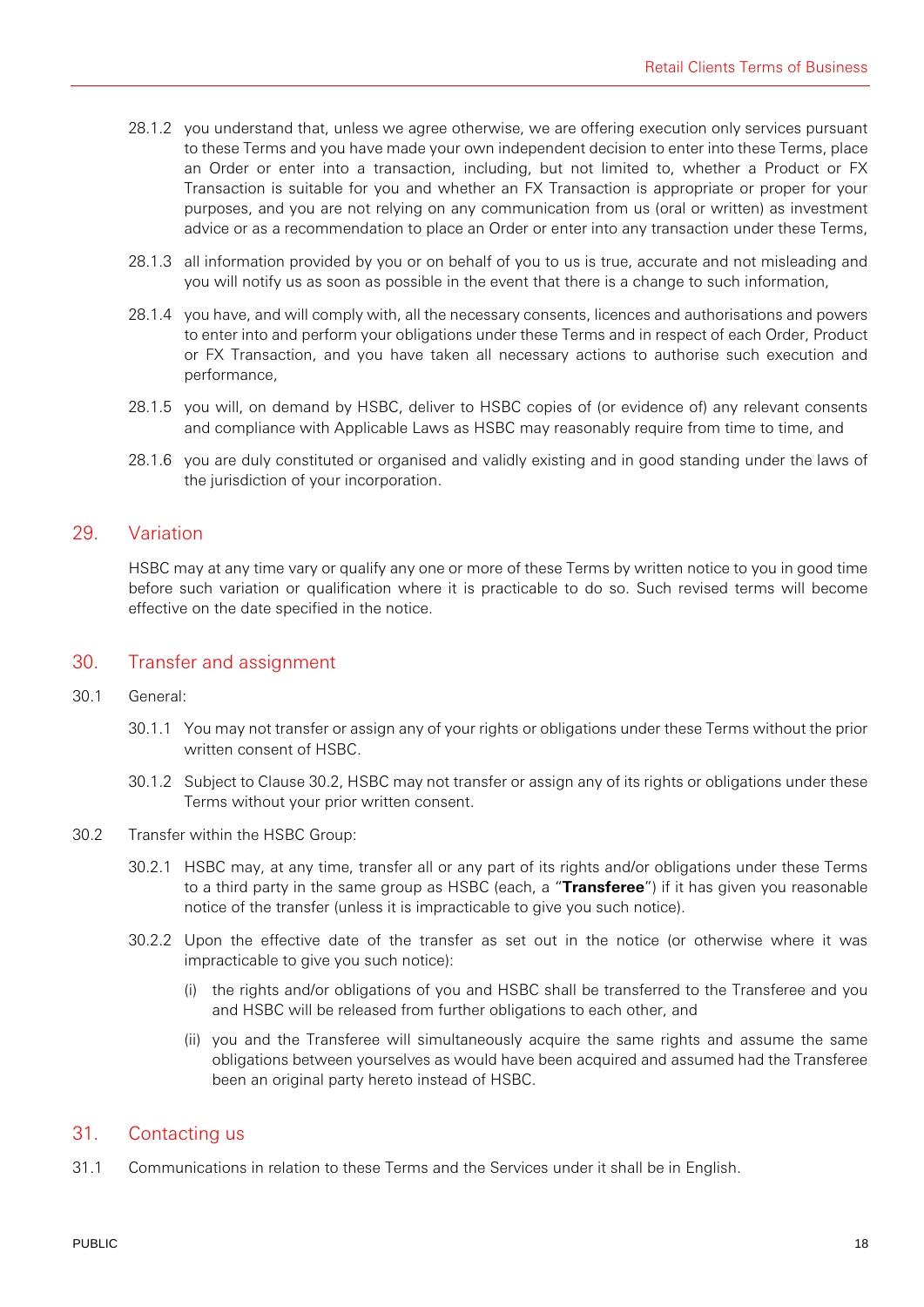28.1.2 you understand that, unless we agree otherwise, we are offering execution only services pursuant to these Terms and you have made your own independent decision to enter into these Terms, place an Order or enter into a transaction, including, but not limited to, whether a Product or FX Transaction is suitable for you and whether an FX Transaction is appropriate or proper for your purposes, and you are not relying on any communication from us (oral or written) as investment advice or as a recommendation to place an Order or enter into any transaction under these Terms,

28.1.3 all information provided by you or on behalf of you to us is true, accurate and not misleading and you will notify us as soon as possible in the event that there is a change to such information,

28.1.4 you have, and will comply with, all the necessary consents, licences and authorisations and powers to enter into and perform your obligations under these Terms and in respect of each Order, Product or FX Transaction, and you have taken all necessary actions to authorise such execution and performance,

28.1.5 you will, on demand by HSBC, deliver to HSBC copies of (or evidence of) any relevant consents and compliance with Applicable Laws as HSBC may reasonably require from time to time, and

28.1.6 you are duly constituted or organised and validly existing and in good standing under the laws of the jurisdiction of your incorporation.

## 29. Variation

HSBC may at any time vary or qualify any one or more of these Terms by written notice to you in good time before such variation or qualification where it is practicable to do so. Such revised terms will become effective on the date specified in the notice.

## 30. Transfer and assignment

30.1 General:

30.1.1 You may not transfer or assign any of your rights or obligations under these Terms without the prior written consent of HSBC.

30.1.2 Subject to Clause 30.2, HSBC may not transfer or assign any of its rights or obligations under these Terms without your prior written consent.

30.2 Transfer within the HSBC Group:

30.2.1 HSBC may, at any time, transfer all or any part of its rights and/or obligations under these Terms to a third party in the same group as HSBC (each, a "**Transferee**") if it has given you reasonable notice of the transfer (unless it is impracticable to give you such notice).

30.2.2 Upon the effective date of the transfer as set out in the notice (or otherwise where it was impracticable to give you such notice):

(i) the rights and/or obligations of you and HSBC shall be transferred to the Transferee and you and HSBC will be released from further obligations to each other, and

(ii) you and the Transferee will simultaneously acquire the same rights and assume the same obligations between yourselves as would have been acquired and assumed had the Transferee been an original party hereto instead of HSBC.

## 31. Contacting us

31.1 Communications in relation to these Terms and the Services under it shall be in English.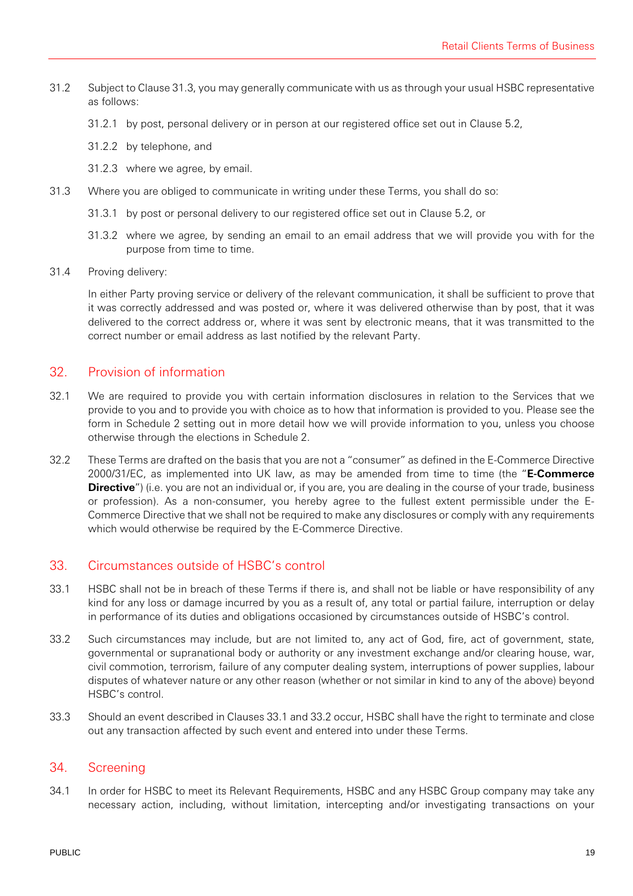31.2 Subject to Clause 31.3, you may generally communicate with us as through your usual HSBC representative as follows:

31.2.1 by post, personal delivery or in person at our registered office set out in Clause 5.2,

31.2.2 by telephone, and

31.2.3 where we agree, by email.

31.3 Where you are obliged to communicate in writing under these Terms, you shall do so:

31.3.1 by post or personal delivery to our registered office set out in Clause 5.2, or

31.3.2 where we agree, by sending an email to an email address that we will provide you with for the purpose from time to time.

31.4 Proving delivery:

In either Party proving service or delivery of the relevant communication, it shall be sufficient to prove that it was correctly addressed and was posted or, where it was delivered otherwise than by post, that it was delivered to the correct address or, where it was sent by electronic means, that it was transmitted to the correct number or email address as last notified by the relevant Party.

## 32. Provision of information

32.1 We are required to provide you with certain information disclosures in relation to the Services that we provide to you and to provide you with choice as to how that information is provided to you. Please see the form in Schedule 2 setting out in more detail how we will provide information to you, unless you choose otherwise through the elections in Schedule 2.

32.2 These Terms are drafted on the basis that you are not a "consumer" as defined in the E-Commerce Directive 2000/31/EC, as implemented into UK law, as may be amended from time to time (the "**E-Commerce Directive**") (i.e. you are not an individual or, if you are, you are dealing in the course of your trade, business or profession). As a non-consumer, you hereby agree to the fullest extent permissible under the E-Commerce Directive that we shall not be required to make any disclosures or comply with any requirements which would otherwise be required by the E-Commerce Directive.

## 33. Circumstances outside of HSBC's control

33.1 HSBC shall not be in breach of these Terms if there is, and shall not be liable or have responsibility of any kind for any loss or damage incurred by you as a result of, any total or partial failure, interruption or delay in performance of its duties and obligations occasioned by circumstances outside of HSBC's control.

33.2 Such circumstances may include, but are not limited to, any act of God, fire, act of government, state, governmental or supranational body or authority or any investment exchange and/or clearing house, war, civil commotion, terrorism, failure of any computer dealing system, interruptions of power supplies, labour disputes of whatever nature or any other reason (whether or not similar in kind to any of the above) beyond HSBC's control.

33.3 Should an event described in Clauses 33.1 and 33.2 occur, HSBC shall have the right to terminate and close out any transaction affected by such event and entered into under these Terms.

## 34. Screening

34.1 In order for HSBC to meet its Relevant Requirements, HSBC and any HSBC Group company may take any necessary action, including, without limitation, intercepting and/or investigating transactions on your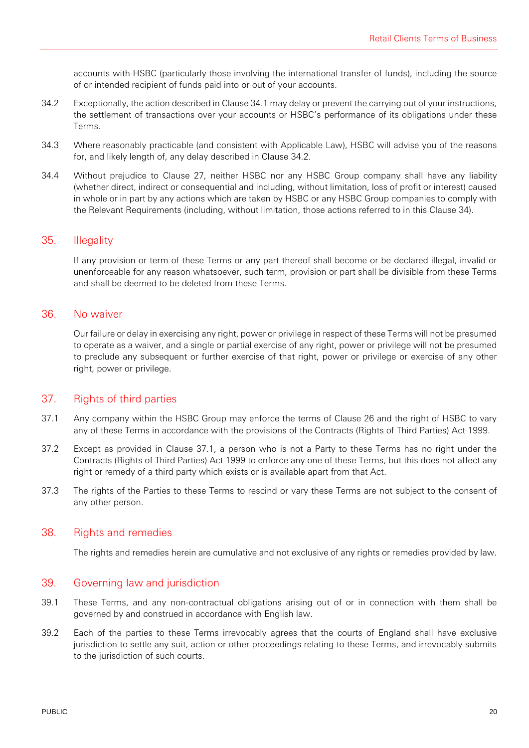accounts with HSBC (particularly those involving the international transfer of funds), including the source of or intended recipient of funds paid into or out of your accounts.

34.2 Exceptionally, the action described in Clause 34.1 may delay or prevent the carrying out of your instructions, the settlement of transactions over your accounts or HSBC's performance of its obligations under these Terms.

34.3 Where reasonably practicable (and consistent with Applicable Law), HSBC will advise you of the reasons for, and likely length of, any delay described in Clause 34.2.

34.4 Without prejudice to Clause 27, neither HSBC nor any HSBC Group company shall have any liability (whether direct, indirect or consequential and including, without limitation, loss of profit or interest) caused in whole or in part by any actions which are taken by HSBC or any HSBC Group companies to comply with the Relevant Requirements (including, without limitation, those actions referred to in this Clause 34).

## 35. Illegality

If any provision or term of these Terms or any part thereof shall become or be declared illegal, invalid or unenforceable for any reason whatsoever, such term, provision or part shall be divisible from these Terms and shall be deemed to be deleted from these Terms.

## 36. No waiver

Our failure or delay in exercising any right, power or privilege in respect of these Terms will not be presumed to operate as a waiver, and a single or partial exercise of any right, power or privilege will not be presumed to preclude any subsequent or further exercise of that right, power or privilege or exercise of any other right, power or privilege.

## 37. Rights of third parties

37.1 Any company within the HSBC Group may enforce the terms of Clause 26 and the right of HSBC to vary any of these Terms in accordance with the provisions of the Contracts (Rights of Third Parties) Act 1999.

37.2 Except as provided in Clause 37.1, a person who is not a Party to these Terms has no right under the Contracts (Rights of Third Parties) Act 1999 to enforce any one of these Terms, but this does not affect any right or remedy of a third party which exists or is available apart from that Act.

37.3 The rights of the Parties to these Terms to rescind or vary these Terms are not subject to the consent of any other person.

## 38. Rights and remedies

The rights and remedies herein are cumulative and not exclusive of any rights or remedies provided by law.

## 39. Governing law and jurisdiction

39.1 These Terms, and any non-contractual obligations arising out of or in connection with them shall be governed by and construed in accordance with English law.

39.2 Each of the parties to these Terms irrevocably agrees that the courts of England shall have exclusive jurisdiction to settle any suit, action or other proceedings relating to these Terms, and irrevocably submits to the jurisdiction of such courts.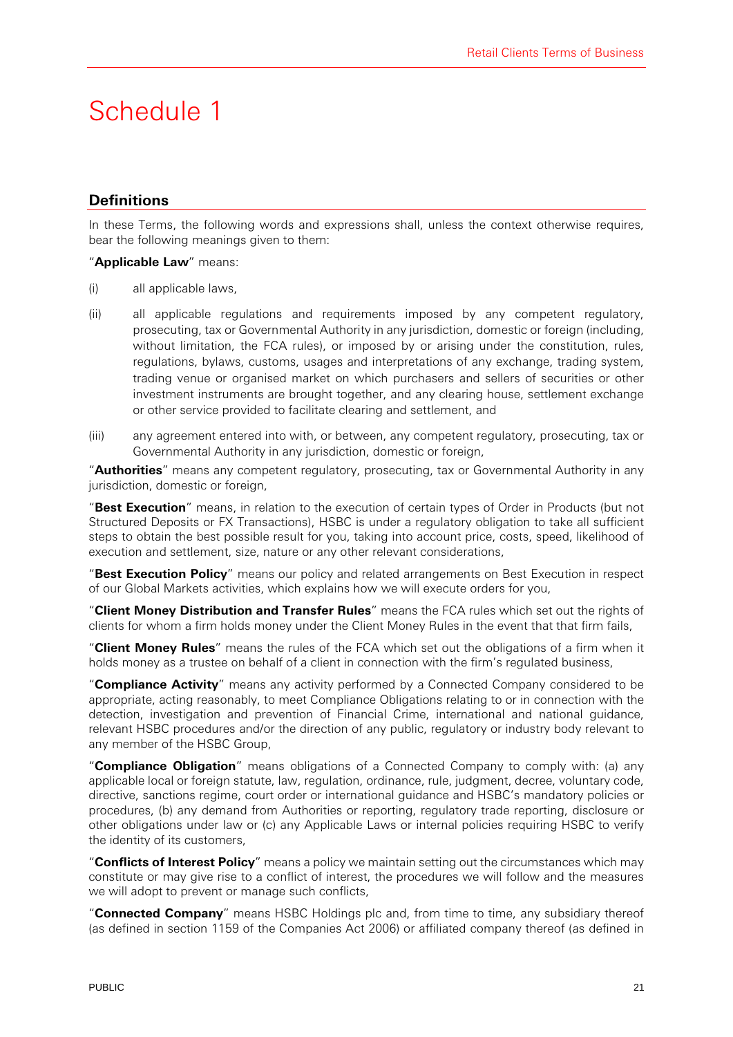# Schedule 1

## Definitions

In these Terms, the following words and expressions shall, unless the context otherwise requires, bear the following meanings given to them:

"**Applicable Law**" means:

(i) all applicable laws,

(ii) all applicable regulations and requirements imposed by any competent regulatory, prosecuting, tax or Governmental Authority in any jurisdiction, domestic or foreign (including, without limitation, the FCA rules), or imposed by or arising under the constitution, rules, regulations, bylaws, customs, usages and interpretations of any exchange, trading system, trading venue or organised market on which purchasers and sellers of securities or other investment instruments are brought together, and any clearing house, settlement exchange or other service provided to facilitate clearing and settlement, and

(iii) any agreement entered into with, or between, any competent regulatory, prosecuting, tax or Governmental Authority in any jurisdiction, domestic or foreign,

"**Authorities**" means any competent regulatory, prosecuting, tax or Governmental Authority in any jurisdiction, domestic or foreign,

"**Best Execution**" means, in relation to the execution of certain types of Order in Products (but not Structured Deposits or FX Transactions), HSBC is under a regulatory obligation to take all sufficient steps to obtain the best possible result for you, taking into account price, costs, speed, likelihood of execution and settlement, size, nature or any other relevant considerations,

"**Best Execution Policy**" means our policy and related arrangements on Best Execution in respect of our Global Markets activities, which explains how we will execute orders for you,

"**Client Money Distribution and Transfer Rules**" means the FCA rules which set out the rights of clients for whom a firm holds money under the Client Money Rules in the event that that firm fails,

"**Client Money Rules**" means the rules of the FCA which set out the obligations of a firm when it holds money as a trustee on behalf of a client in connection with the firm's regulated business,

"**Compliance Activity**" means any activity performed by a Connected Company considered to be appropriate, acting reasonably, to meet Compliance Obligations relating to or in connection with the detection, investigation and prevention of Financial Crime, international and national guidance, relevant HSBC procedures and/or the direction of any public, regulatory or industry body relevant to any member of the HSBC Group,

"**Compliance Obligation**" means obligations of a Connected Company to comply with: (a) any applicable local or foreign statute, law, regulation, ordinance, rule, judgment, decree, voluntary code, directive, sanctions regime, court order or international guidance and HSBC's mandatory policies or procedures, (b) any demand from Authorities or reporting, regulatory trade reporting, disclosure or other obligations under law or (c) any Applicable Laws or internal policies requiring HSBC to verify the identity of its customers,

"**Conflicts of Interest Policy**" means a policy we maintain setting out the circumstances which may constitute or may give rise to a conflict of interest, the procedures we will follow and the measures we will adopt to prevent or manage such conflicts,

"**Connected Company**" means HSBC Holdings plc and, from time to time, any subsidiary thereof (as defined in section 1159 of the Companies Act 2006) or affiliated company thereof (as defined in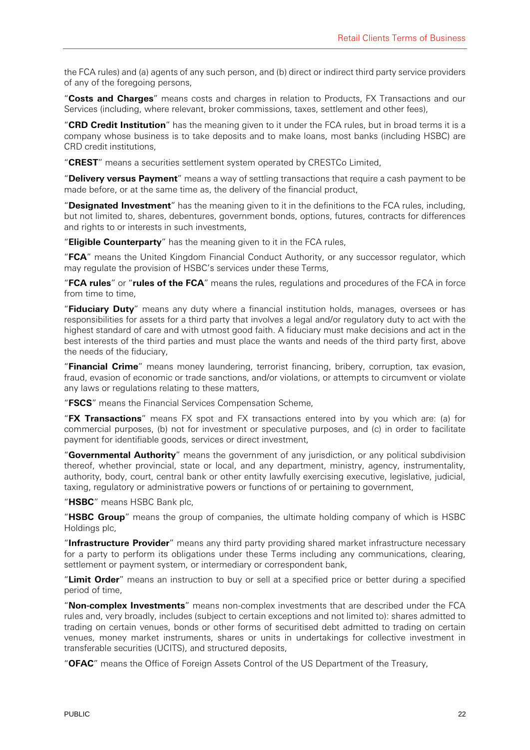the FCA rules) and (a) agents of any such person, and (b) direct or indirect third party service providers of any of the foregoing persons,

"**Costs and Charges**" means costs and charges in relation to Products, FX Transactions and our Services (including, where relevant, broker commissions, taxes, settlement and other fees),

"**CRD Credit Institution**" has the meaning given to it under the FCA rules, but in broad terms it is a company whose business is to take deposits and to make loans, most banks (including HSBC) are CRD credit institutions,

"**CREST**" means a securities settlement system operated by CRESTCo Limited,

"**Delivery versus Payment**" means a way of settling transactions that require a cash payment to be made before, or at the same time as, the delivery of the financial product,

"**Designated Investment**" has the meaning given to it in the definitions to the FCA rules, including, but not limited to, shares, debentures, government bonds, options, futures, contracts for differences and rights to or interests in such investments,

"**Eligible Counterparty**" has the meaning given to it in the FCA rules,

"**FCA**" means the United Kingdom Financial Conduct Authority, or any successor regulator, which may regulate the provision of HSBC's services under these Terms,

"**FCA rules**" or "**rules of the FCA**" means the rules, regulations and procedures of the FCA in force from time to time,

"**Fiduciary Duty**" means any duty where a financial institution holds, manages, oversees or has responsibilities for assets for a third party that involves a legal and/or regulatory duty to act with the highest standard of care and with utmost good faith. A fiduciary must make decisions and act in the best interests of the third parties and must place the wants and needs of the third party first, above the needs of the fiduciary,

"**Financial Crime**" means money laundering, terrorist financing, bribery, corruption, tax evasion, fraud, evasion of economic or trade sanctions, and/or violations, or attempts to circumvent or violate any laws or regulations relating to these matters,

"**FSCS**" means the Financial Services Compensation Scheme,

"**FX Transactions**" means FX spot and FX transactions entered into by you which are: (a) for commercial purposes, (b) not for investment or speculative purposes, and (c) in order to facilitate payment for identifiable goods, services or direct investment,

"**Governmental Authority**" means the government of any jurisdiction, or any political subdivision thereof, whether provincial, state or local, and any department, ministry, agency, instrumentality, authority, body, court, central bank or other entity lawfully exercising executive, legislative, judicial, taxing, regulatory or administrative powers or functions of or pertaining to government,

"**HSBC**" means HSBC Bank plc,

"**HSBC Group**" means the group of companies, the ultimate holding company of which is HSBC Holdings plc,

"**Infrastructure Provider**" means any third party providing shared market infrastructure necessary for a party to perform its obligations under these Terms including any communications, clearing, settlement or payment system, or intermediary or correspondent bank,

"**Limit Order**" means an instruction to buy or sell at a specified price or better during a specified period of time,

"**Non-complex Investments**" means non-complex investments that are described under the FCA rules and, very broadly, includes (subject to certain exceptions and not limited to): shares admitted to trading on certain venues, bonds or other forms of securitised debt admitted to trading on certain venues, money market instruments, shares or units in undertakings for collective investment in transferable securities (UCITS), and structured deposits,

"**OFAC**" means the Office of Foreign Assets Control of the US Department of the Treasury,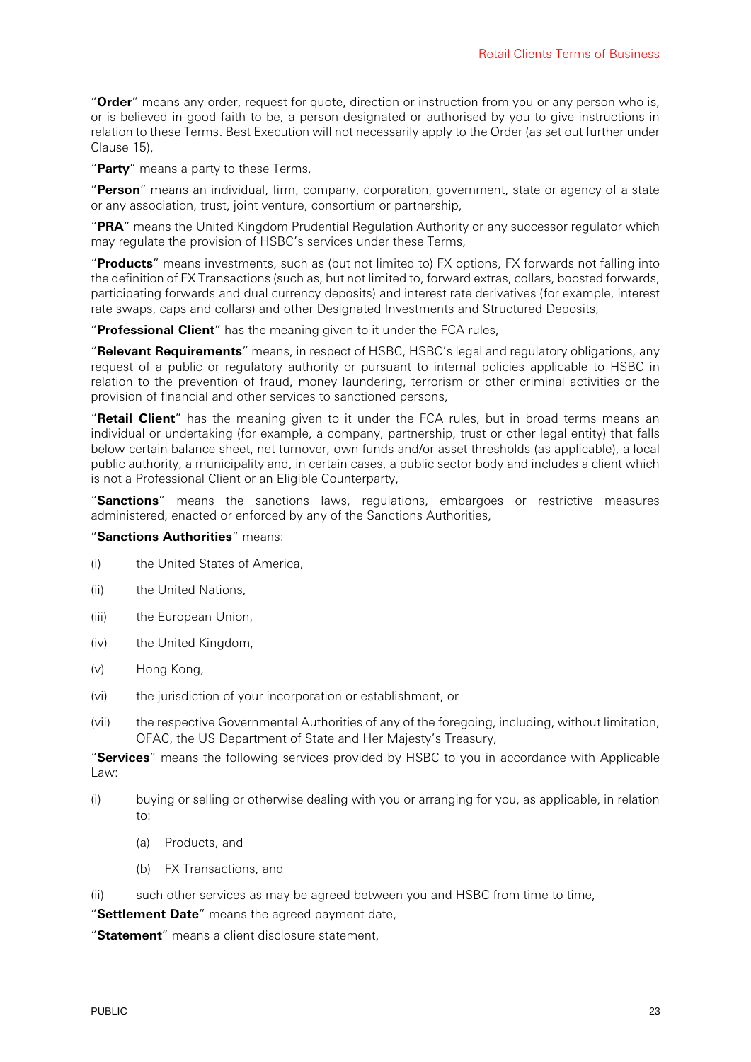"**Order**" means any order, request for quote, direction or instruction from you or any person who is, or is believed in good faith to be, a person designated or authorised by you to give instructions in relation to these Terms. Best Execution will not necessarily apply to the Order (as set out further under Clause 15),

"**Party**" means a party to these Terms,

"**Person**" means an individual, firm, company, corporation, government, state or agency of a state or any association, trust, joint venture, consortium or partnership,

"**PRA**" means the United Kingdom Prudential Regulation Authority or any successor regulator which may regulate the provision of HSBC's services under these Terms,

"**Products**" means investments, such as (but not limited to) FX options, FX forwards not falling into the definition of FX Transactions (such as, but not limited to, forward extras, collars, boosted forwards, participating forwards and dual currency deposits) and interest rate derivatives (for example, interest rate swaps, caps and collars) and other Designated Investments and Structured Deposits,

"**Professional Client**" has the meaning given to it under the FCA rules,

"**Relevant Requirements**" means, in respect of HSBC, HSBC's legal and regulatory obligations, any request of a public or regulatory authority or pursuant to internal policies applicable to HSBC in relation to the prevention of fraud, money laundering, terrorism or other criminal activities or the provision of financial and other services to sanctioned persons,

"**Retail Client**" has the meaning given to it under the FCA rules, but in broad terms means an individual or undertaking (for example, a company, partnership, trust or other legal entity) that falls below certain balance sheet, net turnover, own funds and/or asset thresholds (as applicable), a local public authority, a municipality and, in certain cases, a public sector body and includes a client which is not a Professional Client or an Eligible Counterparty,

"**Sanctions**" means the sanctions laws, regulations, embargoes or restrictive measures administered, enacted or enforced by any of the Sanctions Authorities,

"**Sanctions Authorities**" means:

(i) the United States of America,

(ii) the United Nations,

(iii) the European Union,

(iv) the United Kingdom,

(v) Hong Kong,

(vi) the jurisdiction of your incorporation or establishment, or

(vii) the respective Governmental Authorities of any of the foregoing, including, without limitation, OFAC, the US Department of State and Her Majesty's Treasury,

"**Services**" means the following services provided by HSBC to you in accordance with Applicable Law:

(i) buying or selling or otherwise dealing with you or arranging for you, as applicable, in relation to:

  (a) Products, and

  (b) FX Transactions, and

(ii) such other services as may be agreed between you and HSBC from time to time,

"**Settlement Date**" means the agreed payment date,

"**Statement**" means a client disclosure statement,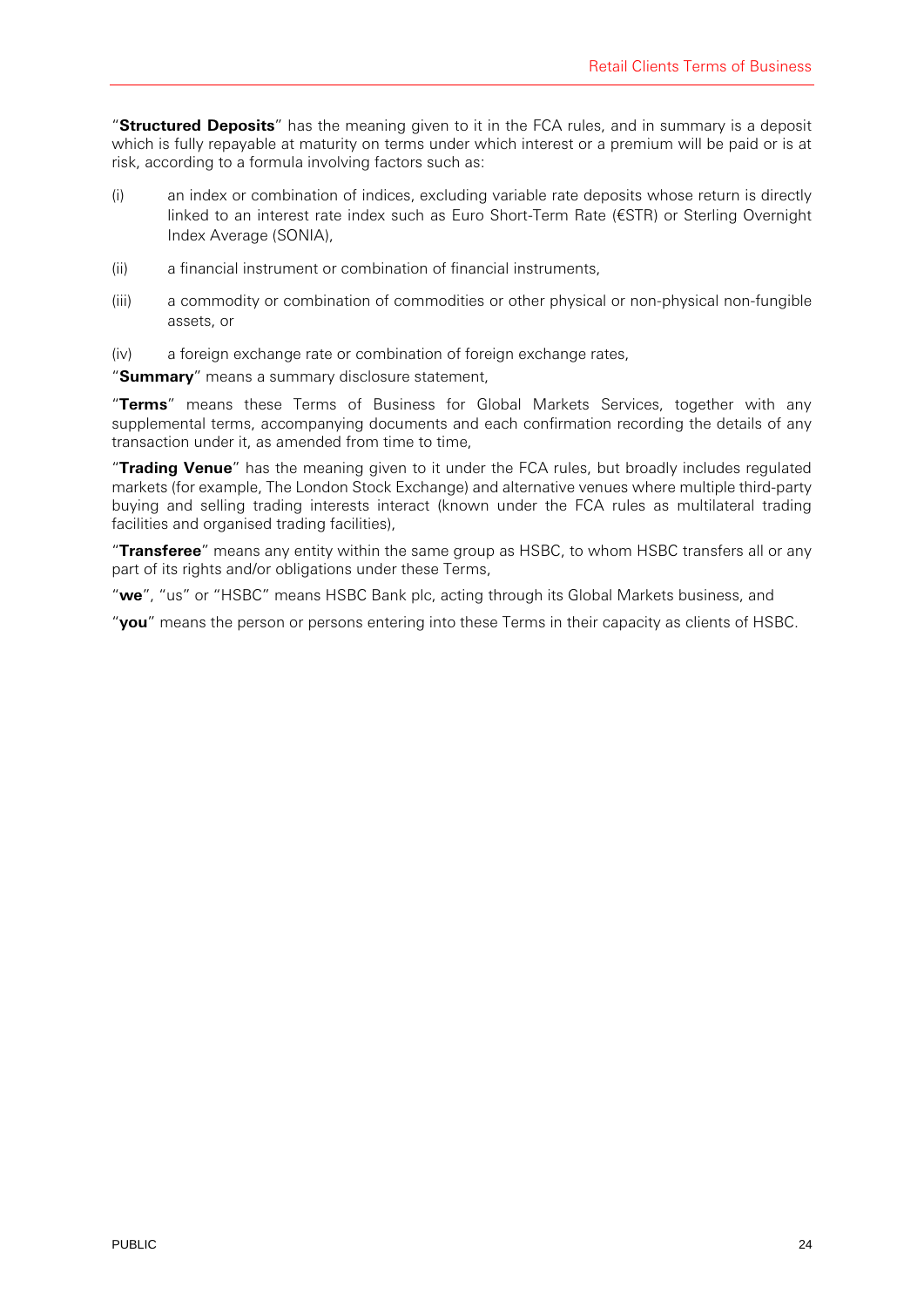"**Structured Deposits**" has the meaning given to it in the FCA rules, and in summary is a deposit which is fully repayable at maturity on terms under which interest or a premium will be paid or is at risk, according to a formula involving factors such as:

(i) an index or combination of indices, excluding variable rate deposits whose return is directly linked to an interest rate index such as Euro Short-Term Rate (€STR) or Sterling Overnight Index Average (SONIA),

(ii) a financial instrument or combination of financial instruments,

(iii) a commodity or combination of commodities or other physical or non-physical non-fungible assets, or

(iv) a foreign exchange rate or combination of foreign exchange rates,

"**Summary**" means a summary disclosure statement,

"**Terms**" means these Terms of Business for Global Markets Services, together with any supplemental terms, accompanying documents and each confirmation recording the details of any transaction under it, as amended from time to time,

"**Trading Venue**" has the meaning given to it under the FCA rules, but broadly includes regulated markets (for example, The London Stock Exchange) and alternative venues where multiple third-party buying and selling trading interests interact (known under the FCA rules as multilateral trading facilities and organised trading facilities),

"**Transferee**" means any entity within the same group as HSBC, to whom HSBC transfers all or any part of its rights and/or obligations under these Terms,

"**we**", "us" or "HSBC" means HSBC Bank plc, acting through its Global Markets business, and

"**you**" means the person or persons entering into these Terms in their capacity as clients of HSBC.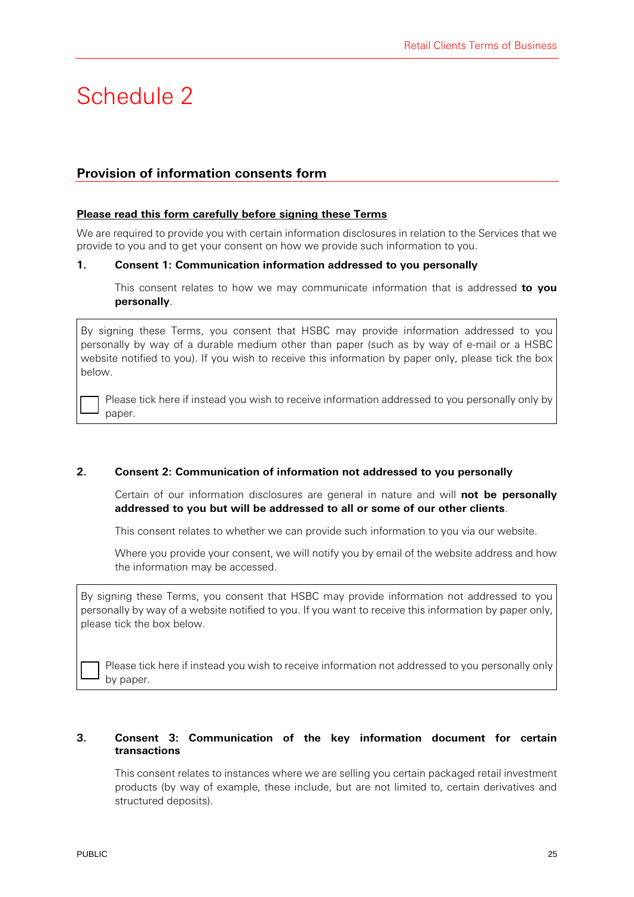# Schedule 2

## Provision of information consents form

**Please read this form carefully before signing these Terms**

We are required to provide you with certain information disclosures in relation to the Services that we provide to you and to get your consent on how we provide such information to you.

**1. Consent 1: Communication information addressed to you personally**

This consent relates to how we may communicate information that is addressed **to you personally**.

> By signing these Terms, you consent that HSBC may provide information addressed to you personally by way of a durable medium other than paper (such as by way of e-mail or a HSBC website notified to you). If you wish to receive this information by paper only, please tick the box below.
>
> ☐ Please tick here if instead you wish to receive information addressed to you personally only by paper.

**2. Consent 2: Communication of information not addressed to you personally**

Certain of our information disclosures are general in nature and will **not be personally addressed to you but will be addressed to all or some of our other clients**.

This consent relates to whether we can provide such information to you via our website.

Where you provide your consent, we will notify you by email of the website address and how the information may be accessed.

> By signing these Terms, you consent that HSBC may provide information not addressed to you personally by way of a website notified to you. If you want to receive this information by paper only, please tick the box below.
>
> ☐ Please tick here if instead you wish to receive information not addressed to you personally only by paper.

**3. Consent 3: Communication of the key information document for certain transactions**

This consent relates to instances where we are selling you certain packaged retail investment products (by way of example, these include, but are not limited to, certain derivatives and structured deposits).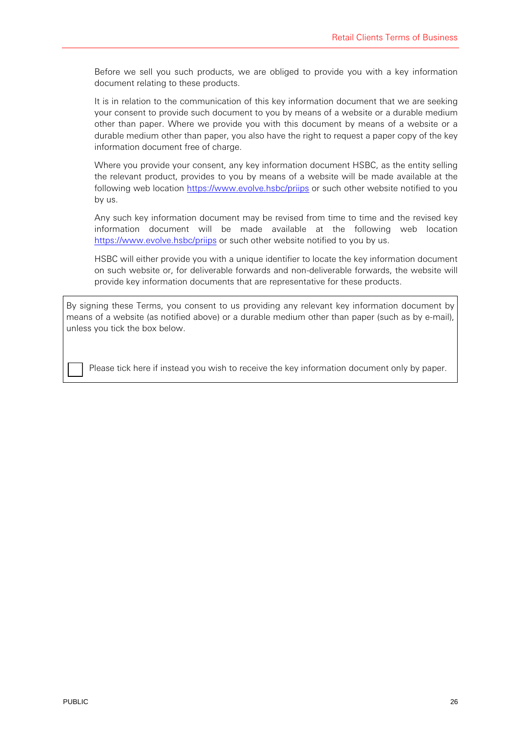Before we sell you such products, we are obliged to provide you with a key information document relating to these products.

It is in relation to the communication of this key information document that we are seeking your consent to provide such document to you by means of a website or a durable medium other than paper. Where we provide you with this document by means of a website or a durable medium other than paper, you also have the right to request a paper copy of the key information document free of charge.

Where you provide your consent, any key information document HSBC, as the entity selling the relevant product, provides to you by means of a website will be made available at the following web location https://www.evolve.hsbc/priips or such other website notified to you by us.

Any such key information document may be revised from time to time and the revised key information document will be made available at the following web location https://www.evolve.hsbc/priips or such other website notified to you by us.

HSBC will either provide you with a unique identifier to locate the key information document on such website or, for deliverable forwards and non-deliverable forwards, the website will provide key information documents that are representative for these products.

By signing these Terms, you consent to us providing any relevant key information document by means of a website (as notified above) or a durable medium other than paper (such as by e-mail), unless you tick the box below.

☐ Please tick here if instead you wish to receive the key information document only by paper.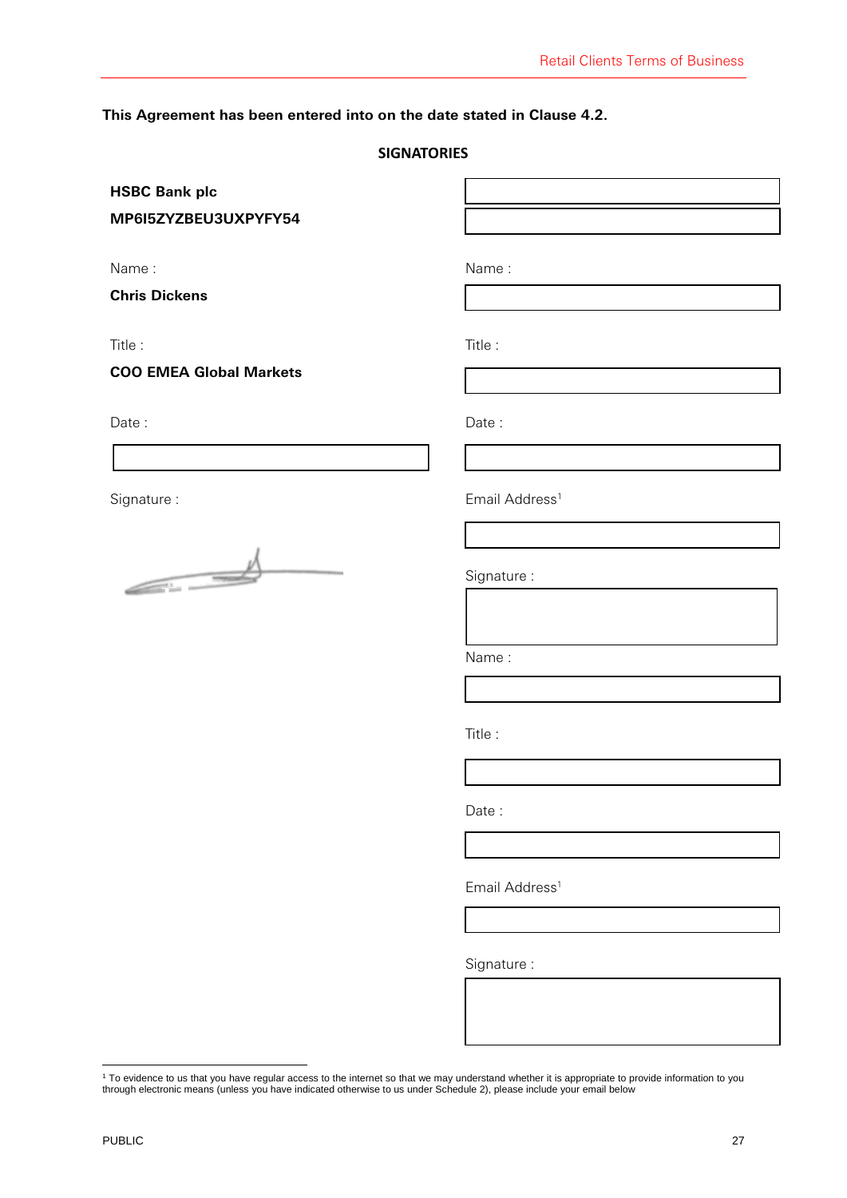**This Agreement has been entered into on the date stated in Clause 4.2.**

## SIGNATORIES

**HSBC Bank plc**

**MP6I5ZYZBEU3UXPYFY54**

Name :

**Chris Dickens**

Title :

**COO EMEA Global Markets**

Date :

Signature :

Name :

Title :

Date :

Email Address[1]

Signature :

Name :

Title :

Date :

Email Address[1]

Signature :

---

[1] To evidence to us that you have regular access to the internet so that we may understand whether it is appropriate to provide information to you through electronic means (unless you have indicated otherwise to us under Schedule 2), please include your email below

PUBLIC